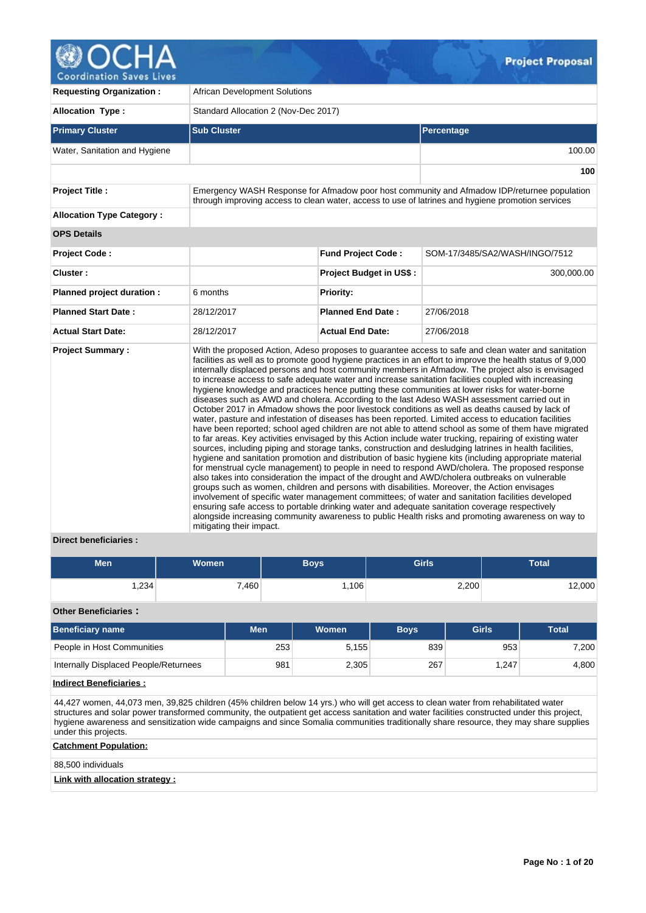# Project Proposal

| | | | |
|---|---|---|---|
| **Requesting Organization :** | African Development Solutions | | |
| **Allocation Type :** | Standard Allocation 2 (Nov-Dec 2017) | | |

| Primary Cluster | Sub Cluster | Percentage |
|---|---|---|
| Water, Sanitation and Hygiene | | 100.00 |
| | | **100** |

| | | | |
|---|---|---|---|
| **Project Title :** | Emergency WASH Response for Afmadow poor host community and Afmadow IDP/returnee population through improving access to clean water, access to use of latrines and hygiene promotion services | | |
| **Allocation Type Category :** | | | |
| **OPS Details** | | | |
| **Project Code :** | | **Fund Project Code :** | SOM-17/3485/SA2/WASH/INGO/7512 |
| **Cluster :** | | **Project Budget in US$ :** | 300,000.00 |
| **Planned project duration :** | 6 months | **Priority:** | |
| **Planned Start Date :** | 28/12/2017 | **Planned End Date :** | 27/06/2018 |
| **Actual Start Date:** | 28/12/2017 | **Actual End Date:** | 27/06/2018 |
| **Project Summary :** | With the proposed Action, Adeso proposes to guarantee access to safe and clean water and sanitation facilities as well as to promote good hygiene practices in an effort to improve the health status of 9,000 internally displaced persons and host community members in Afmadow. The project also is envisaged to increase access to safe adequate water and increase sanitation facilities coupled with increasing hygiene knowledge and practices hence putting these communities at lower risks for water-borne diseases such as AWD and cholera. According to the last Adeso WASH assessment carried out in October 2017 in Afmadow shows the poor livestock conditions as well as deaths caused by lack of water, pasture and infestation of diseases has been reported. Limited access to education facilities have been reported; school aged children are not able to attend school as some of them have migrated to far areas. Key activities envisaged by this Action include water trucking, repairing of existing water sources, including piping and storage tanks, construction and desludging latrines in health facilities, hygiene and sanitation promotion and distribution of basic hygiene kits (including appropriate material for menstrual cycle management) to people in need to respond AWD/cholera. The proposed response also takes into consideration the impact of the drought and AWD/cholera outbreaks on vulnerable groups such as women, children and persons with disabilities. Moreover, the Action envisages involvement of specific water management committees; of water and sanitation facilities developed ensuring safe access to portable drinking water and adequate sanitation coverage respectively alongside increasing community awareness to public Health risks and promoting awareness on way to mitigating their impact. | | |

**Direct beneficiaries :**

| Men | Women | Boys | Girls | Total |
|---|---|---|---|---|
| 1,234 | 7,460 | 1,106 | 2,200 | 12,000 |

**Other Beneficiaries :**

| Beneficiary name | Men | Women | Boys | Girls | Total |
|---|---|---|---|---|---|
| People in Host Communities | 253 | 5,155 | 839 | 953 | 7,200 |
| Internally Displaced People/Returnees | 981 | 2,305 | 267 | 1,247 | 4,800 |

**Indirect Beneficiaries :**

44,427 women, 44,073 men, 39,825 children (45% children below 14 yrs.) who will get access to clean water from rehabilitated water structures and solar power transformed community, the outpatient get access sanitation and water facilities constructed under this project, hygiene awareness and sensitization wide campaigns and since Somalia communities traditionally share resource, they may share supplies under this projects.

**Catchment Population:**

88,500 individuals

**Link with allocation strategy :**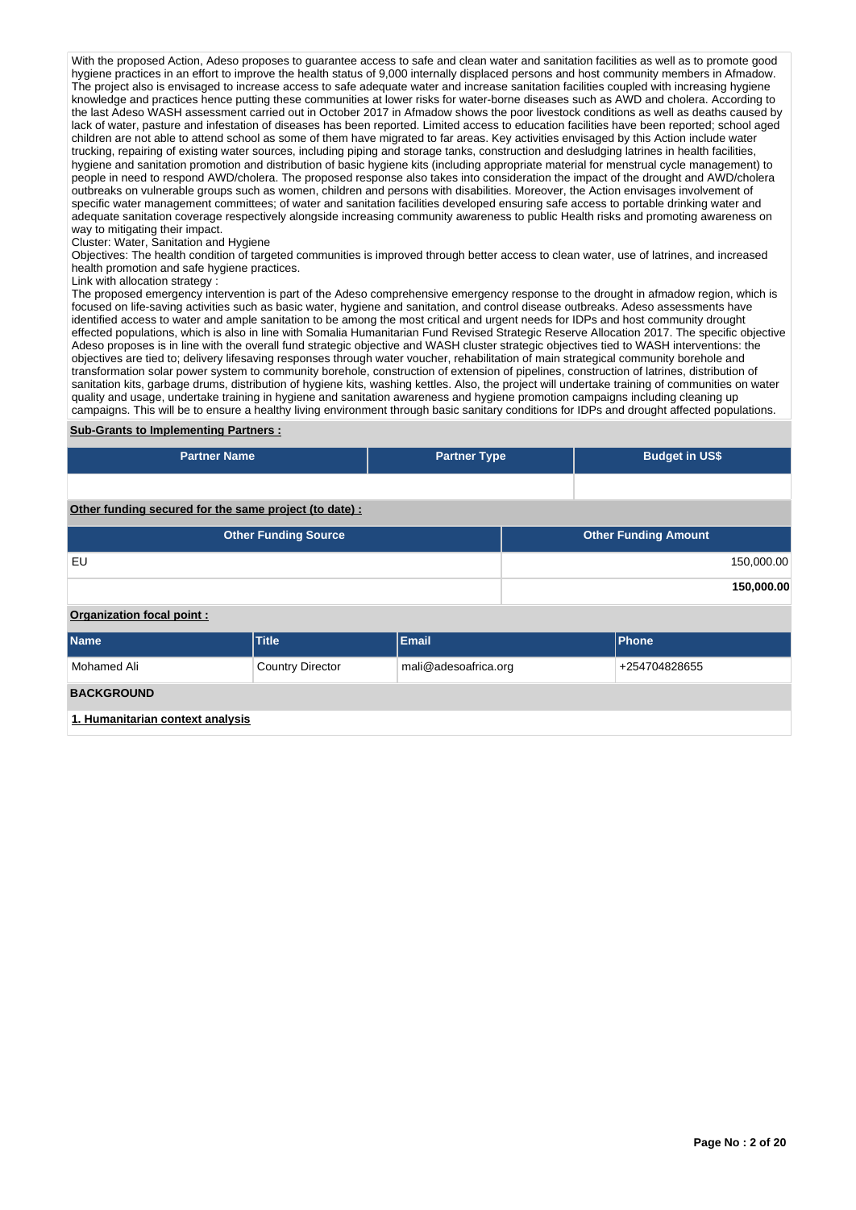With the proposed Action, Adeso proposes to guarantee access to safe and clean water and sanitation facilities as well as to promote good hygiene practices in an effort to improve the health status of 9,000 internally displaced persons and host community members in Afmadow. The project also is envisaged to increase access to safe adequate water and increase sanitation facilities coupled with increasing hygiene knowledge and practices hence putting these communities at lower risks for water-borne diseases such as AWD and cholera. According to the last Adeso WASH assessment carried out in October 2017 in Afmadow shows the poor livestock conditions as well as deaths caused by lack of water, pasture and infestation of diseases has been reported. Limited access to education facilities have been reported; school aged children are not able to attend school as some of them have migrated to far areas. Key activities envisaged by this Action include water trucking, repairing of existing water sources, including piping and storage tanks, construction and desludging latrines in health facilities, hygiene and sanitation promotion and distribution of basic hygiene kits (including appropriate material for menstrual cycle management) to people in need to respond AWD/cholera. The proposed response also takes into consideration the impact of the drought and AWD/cholera outbreaks on vulnerable groups such as women, children and persons with disabilities. Moreover, the Action envisages involvement of specific water management committees; of water and sanitation facilities developed ensuring safe access to portable drinking water and adequate sanitation coverage respectively alongside increasing community awareness to public Health risks and promoting awareness on way to mitigating their impact.
Cluster: Water, Sanitation and Hygiene
Objectives: The health condition of targeted communities is improved through better access to clean water, use of latrines, and increased health promotion and safe hygiene practices.
Link with allocation strategy :
The proposed emergency intervention is part of the Adeso comprehensive emergency response to the drought in afmadow region, which is focused on life-saving activities such as basic water, hygiene and sanitation, and control disease outbreaks. Adeso assessments have identified access to water and ample sanitation to be among the most critical and urgent needs for IDPs and host community drought effected populations, which is also in line with Somalia Humanitarian Fund Revised Strategic Reserve Allocation 2017. The specific objective Adeso proposes is in line with the overall fund strategic objective and WASH cluster strategic objectives tied to WASH interventions: the objectives are tied to; delivery lifesaving responses through water voucher, rehabilitation of main strategical community borehole and transformation solar power system to community borehole, construction of extension of pipelines, construction of latrines, distribution of sanitation kits, garbage drums, distribution of hygiene kits, washing kettles. Also, the project will undertake training of communities on water quality and usage, undertake training in hygiene and sanitation awareness and hygiene promotion campaigns including cleaning up campaigns. This will be to ensure a healthy living environment through basic sanitary conditions for IDPs and drought affected populations.

**Sub-Grants to Implementing Partners :**

| Partner Name | Partner Type | Budget in US$ |
|---|---|---|
| | | |

**Other funding secured for the same project (to date) :**

| Other Funding Source | Other Funding Amount |
|---|---|
| EU | 150,000.00 |
| | **150,000.00** |

**Organization focal point :**

| Name | Title | Email | Phone |
|---|---|---|---|
| Mohamed Ali | Country Director | mali@adesoafrica.org | +254704828655 |

**BACKGROUND**

**1. Humanitarian context analysis**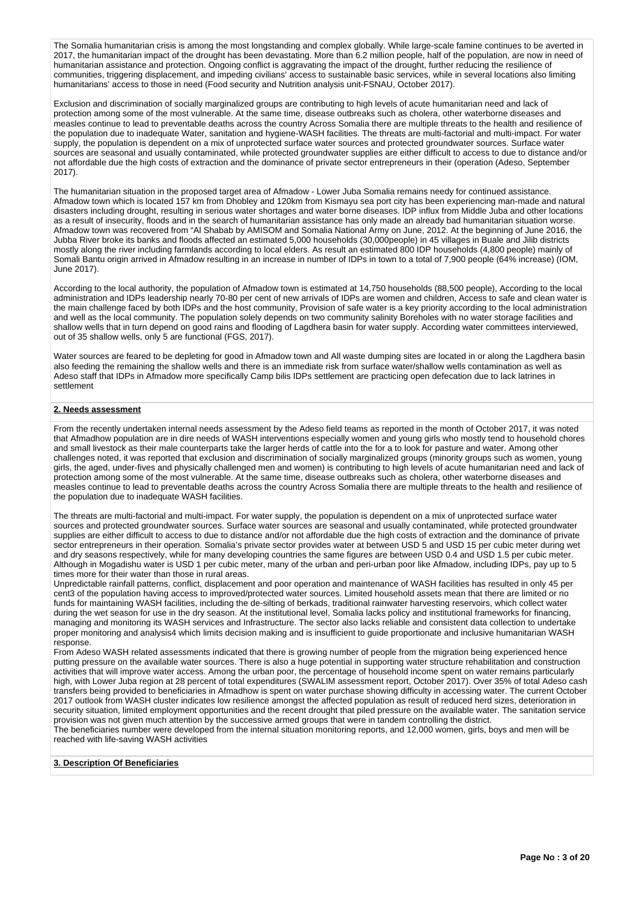The Somalia humanitarian crisis is among the most longstanding and complex globally. While large-scale famine continues to be averted in 2017, the humanitarian impact of the drought has been devastating. More than 6.2 million people, half of the population, are now in need of humanitarian assistance and protection. Ongoing conflict is aggravating the impact of the drought, further reducing the resilience of communities, triggering displacement, and impeding civilians' access to sustainable basic services, while in several locations also limiting humanitarians' access to those in need (Food security and Nutrition analysis unit-FSNAU, October 2017).

Exclusion and discrimination of socially marginalized groups are contributing to high levels of acute humanitarian need and lack of protection among some of the most vulnerable. At the same time, disease outbreaks such as cholera, other waterborne diseases and measles continue to lead to preventable deaths across the country Across Somalia there are multiple threats to the health and resilience of the population due to inadequate Water, sanitation and hygiene-WASH facilities. The threats are multi-factorial and multi-impact. For water supply, the population is dependent on a mix of unprotected surface water sources and protected groundwater sources. Surface water sources are seasonal and usually contaminated, while protected groundwater supplies are either difficult to access to due to distance and/or not affordable due the high costs of extraction and the dominance of private sector entrepreneurs in their (operation (Adeso, September 2017).

The humanitarian situation in the proposed target area of Afmadow - Lower Juba Somalia remains needy for continued assistance. Afmadow town which is located 157 km from Dhobley and 120km from Kismayu sea port city has been experiencing man-made and natural disasters including drought, resulting in serious water shortages and water borne diseases. IDP influx from Middle Juba and other locations as a result of insecurity, floods and in the search of humanitarian assistance has only made an already bad humanitarian situation worse. Afmadow town was recovered from "Al Shabab by AMISOM and Somalia National Army on June, 2012. At the beginning of June 2016, the Jubba River broke its banks and floods affected an estimated 5,000 households (30,000people) in 45 villages in Buale and Jilib districts mostly along the river including farmlands according to local elders. As result an estimated 800 IDP households (4,800 people) mainly of Somali Bantu origin arrived in Afmadow resulting in an increase in number of IDPs in town to a total of 7,900 people (64% increase) (IOM, June 2017).

According to the local authority, the population of Afmadow town is estimated at 14,750 households (88,500 people), According to the local administration and IDPs leadership nearly 70-80 per cent of new arrivals of IDPs are women and children, Access to safe and clean water is the main challenge faced by both IDPs and the host community, Provision of safe water is a key priority according to the local administration and well as the local community. The population solely depends on two community salinity Boreholes with no water storage facilities and shallow wells that in turn depend on good rains and flooding of Lagdhera basin for water supply. According water committees interviewed, out of 35 shallow wells, only 5 are functional (FGS, 2017).

Water sources are feared to be depleting for good in Afmadow town and All waste dumping sites are located in or along the Lagdhera basin also feeding the remaining the shallow wells and there is an immediate risk from surface water/shallow wells contamination as well as Adeso staff that IDPs in Afmadow more specifically Camp bilis IDPs settlement are practicing open defecation due to lack latrines in settlement

## 2. Needs assessment

From the recently undertaken internal needs assessment by the Adeso field teams as reported in the month of October 2017, it was noted that Afmadhow population are in dire needs of WASH interventions especially women and young girls who mostly tend to household chores and small livestock as their male counterparts take the larger herds of cattle into the for a to look for pasture and water. Among other challenges noted, it was reported that exclusion and discrimination of socially marginalized groups (minority groups such as women, young girls, the aged, under-fives and physically challenged men and women) is contributing to high levels of acute humanitarian need and lack of protection among some of the most vulnerable. At the same time, disease outbreaks such as cholera, other waterborne diseases and measles continue to lead to preventable deaths across the country Across Somalia there are multiple threats to the health and resilience of the population due to inadequate WASH facilities.

The threats are multi-factorial and multi-impact. For water supply, the population is dependent on a mix of unprotected surface water sources and protected groundwater sources. Surface water sources are seasonal and usually contaminated, while protected groundwater supplies are either difficult to access to due to distance and/or not affordable due the high costs of extraction and the dominance of private sector entrepreneurs in their operation. Somalia's private sector provides water at between USD 5 and USD 15 per cubic meter during wet and dry seasons respectively, while for many developing countries the same figures are between USD 0.4 and USD 1.5 per cubic meter. Although in Mogadishu water is USD 1 per cubic meter, many of the urban and peri-urban poor like Afmadow, including IDPs, pay up to 5 times more for their water than those in rural areas.
Unpredictable rainfall patterns, conflict, displacement and poor operation and maintenance of WASH facilities has resulted in only 45 per cent3 of the population having access to improved/protected water sources. Limited household assets mean that there are limited or no funds for maintaining WASH facilities, including the de-silting of berkads, traditional rainwater harvesting reservoirs, which collect water during the wet season for use in the dry season. At the institutional level, Somalia lacks policy and institutional frameworks for financing, managing and monitoring its WASH services and Infrastructure. The sector also lacks reliable and consistent data collection to undertake proper monitoring and analysis4 which limits decision making and is insufficient to guide proportionate and inclusive humanitarian WASH response.
From Adeso WASH related assessments indicated that there is growing number of people from the migration being experienced hence putting pressure on the available water sources. There is also a huge potential in supporting water structure rehabilitation and construction activities that will improve water access. Among the urban poor, the percentage of household income spent on water remains particularly high, with Lower Juba region at 28 percent of total expenditures (SWALIM assessment report, October 2017). Over 35% of total Adeso cash transfers being provided to beneficiaries in Afmadhow is spent on water purchase showing difficulty in accessing water. The current October 2017 outlook from WASH cluster indicates low resilience amongst the affected population as result of reduced herd sizes, deterioration in security situation, limited employment opportunities and the recent drought that piled pressure on the available water. The sanitation service provision was not given much attention by the successive armed groups that were in tandem controlling the district.
The beneficiaries number were developed from the internal situation monitoring reports, and 12,000 women, girls, boys and men will be reached with life-saving WASH activities

## 3. Description Of Beneficiaries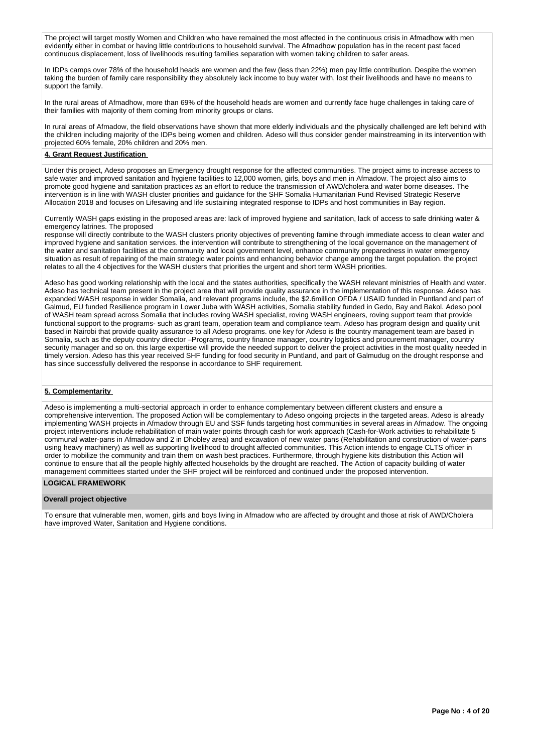The project will target mostly Women and Children who have remained the most affected in the continuous crisis in Afmadhow with men evidently either in combat or having little contributions to household survival. The Afmadhow population has in the recent past faced continuous displacement, loss of livelihoods resulting families separation with women taking children to safer areas.

In IDPs camps over 78% of the household heads are women and the few (less than 22%) men pay little contribution. Despite the women taking the burden of family care responsibility they absolutely lack income to buy water with, lost their livelihoods and have no means to support the family.

In the rural areas of Afmadhow, more than 69% of the household heads are women and currently face huge challenges in taking care of their families with majority of them coming from minority groups or clans.

In rural areas of Afmadow, the field observations have shown that more elderly individuals and the physically challenged are left behind with the children including majority of the IDPs being women and children. Adeso will thus consider gender mainstreaming in its intervention with projected 60% female, 20% children and 20% men.

**4. Grant Request Justification**

Under this project, Adeso proposes an Emergency drought response for the affected communities. The project aims to increase access to safe water and improved sanitation and hygiene facilities to 12,000 women, girls, boys and men in Afmadow. The project also aims to promote good hygiene and sanitation practices as an effort to reduce the transmission of AWD/cholera and water borne diseases. The intervention is in line with WASH cluster priorities and guidance for the SHF Somalia Humanitarian Fund Revised Strategic Reserve Allocation 2018 and focuses on Lifesaving and life sustaining integrated response to IDPs and host communities in Bay region.

Currently WASH gaps existing in the proposed areas are: lack of improved hygiene and sanitation, lack of access to safe drinking water & emergency latrines. The proposed
response will directly contribute to the WASH clusters priority objectives of preventing famine through immediate access to clean water and improved hygiene and sanitation services. the intervention will contribute to strengthening of the local governance on the management of the water and sanitation facilities at the community and local government level, enhance community preparedness in water emergency situation as result of repairing of the main strategic water points and enhancing behavior change among the target population. the project relates to all the 4 objectives for the WASH clusters that priorities the urgent and short term WASH priorities.

Adeso has good working relationship with the local and the states authorities, specifically the WASH relevant ministries of Health and water. Adeso has technical team present in the project area that will provide quality assurance in the implementation of this response. Adeso has expanded WASH response in wider Somalia, and relevant programs include, the $2.6million OFDA / USAID funded in Puntland and part of Galmud, EU funded Resilience program in Lower Juba with WASH activities, Somalia stability funded in Gedo, Bay and Bakol. Adeso pool of WASH team spread across Somalia that includes roving WASH specialist, roving WASH engineers, roving support team that provide functional support to the programs- such as grant team, operation team and compliance team. Adeso has program design and quality unit based in Nairobi that provide quality assurance to all Adeso programs. one key for Adeso is the country management team are based in Somalia, such as the deputy country director –Programs, country finance manager, country logistics and procurement manager, country security manager and so on. this large expertise will provide the needed support to deliver the project activities in the most quality needed in timely version. Adeso has this year received SHF funding for food security in Puntland, and part of Galmudug on the drought response and has since successfully delivered the response in accordance to SHF requirement.

**5. Complementarity**

Adeso is implementing a multi-sectorial approach in order to enhance complementary between different clusters and ensure a comprehensive intervention. The proposed Action will be complementary to Adeso ongoing projects in the targeted areas. Adeso is already implementing WASH projects in Afmadow through EU and SSF funds targeting host communities in several areas in Afmadow. The ongoing project interventions include rehabilitation of main water points through cash for work approach (Cash-for-Work activities to rehabilitate 5 communal water-pans in Afmadow and 2 in Dhobley area) and excavation of new water pans (Rehabilitation and construction of water-pans using heavy machinery) as well as supporting livelihood to drought affected communities. This Action intends to engage CLTS officer in order to mobilize the community and train them on wash best practices. Furthermore, through hygiene kits distribution this Action will continue to ensure that all the people highly affected households by the drought are reached. The Action of capacity building of water management committees started under the SHF project will be reinforced and continued under the proposed intervention.

**LOGICAL FRAMEWORK**

**Overall project objective**

To ensure that vulnerable men, women, girls and boys living in Afmadow who are affected by drought and those at risk of AWD/Cholera have improved Water, Sanitation and Hygiene conditions.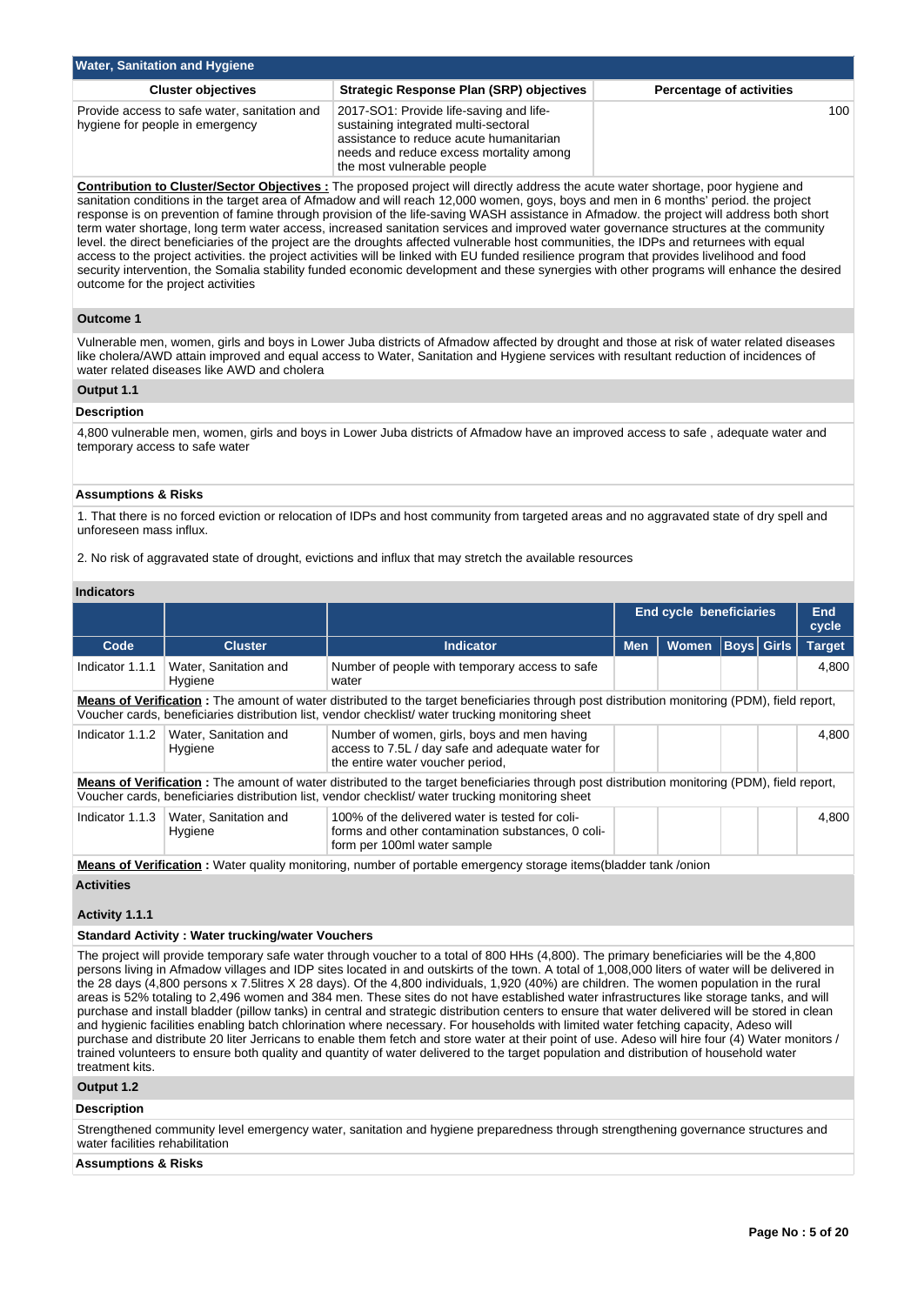## Water, Sanitation and Hygiene

| Cluster objectives | Strategic Response Plan (SRP) objectives | Percentage of activities |
| --- | --- | --- |
| Provide access to safe water, sanitation and hygiene for people in emergency | 2017-SO1: Provide life-saving and life-sustaining integrated multi-sectoral assistance to reduce acute humanitarian needs and reduce excess mortality among the most vulnerable people | 100 |

**Contribution to Cluster/Sector Objectives :** The proposed project will directly address the acute water shortage, poor hygiene and sanitation conditions in the target area of Afmadow and will reach 12,000 women, goys, boys and men in 6 months' period. the project response is on prevention of famine through provision of the life-saving WASH assistance in Afmadow. the project will address both short term water shortage, long term water access, increased sanitation services and improved water governance structures at the community level. the direct beneficiaries of the project are the droughts affected vulnerable host communities, the IDPs and returnees with equal access to the project activities. the project activities will be linked with EU funded resilience program that provides livelihood and food security intervention, the Somalia stability funded economic development and these synergies with other programs will enhance the desired outcome for the project activities

### Outcome 1

Vulnerable men, women, girls and boys in Lower Juba districts of Afmadow affected by drought and those at risk of water related diseases like cholera/AWD attain improved and equal access to Water, Sanitation and Hygiene services with resultant reduction of incidences of water related diseases like AWD and cholera

### Output 1.1

**Description**

4,800 vulnerable men, women, girls and boys in Lower Juba districts of Afmadow have an improved access to safe , adequate water and temporary access to safe water

**Assumptions & Risks**

1. That there is no forced eviction or relocation of IDPs and host community from targeted areas and no aggravated state of dry spell and unforeseen mass influx.

2. No risk of aggravated state of drought, evictions and influx that may stretch the available resources

**Indicators**

| | | | End cycle beneficiaries | | | | End cycle |
| --- | --- | --- | --- | --- | --- | --- | --- |
| Code | Cluster | Indicator | Men | Women | Boys | Girls | Target |
| Indicator 1.1.1 | Water, Sanitation and Hygiene | Number of people with temporary access to safe water | | | | | 4,800 |

**Means of Verification :** The amount of water distributed to the target beneficiaries through post distribution monitoring (PDM), field report, Voucher cards, beneficiaries distribution list, vendor checklist/ water trucking monitoring sheet

| Code | Cluster | Indicator | Men | Women | Boys | Girls | Target |
| --- | --- | --- | --- | --- | --- | --- | --- |
| Indicator 1.1.2 | Water, Sanitation and Hygiene | Number of women, girls, boys and men having access to 7.5L / day safe and adequate water for the entire water voucher period, | | | | | 4,800 |

**Means of Verification :** The amount of water distributed to the target beneficiaries through post distribution monitoring (PDM), field report, Voucher cards, beneficiaries distribution list, vendor checklist/ water trucking monitoring sheet

| Code | Cluster | Indicator | Men | Women | Boys | Girls | Target |
| --- | --- | --- | --- | --- | --- | --- | --- |
| Indicator 1.1.3 | Water, Sanitation and Hygiene | 100% of the delivered water is tested for coli-forms and other contamination substances, 0 coli-form per 100ml water sample | | | | | 4,800 |

**Means of Verification :** Water quality monitoring, number of portable emergency storage items(bladder tank /onion

**Activities**

**Activity 1.1.1**

**Standard Activity : Water trucking/water Vouchers**

The project will provide temporary safe water through voucher to a total of 800 HHs (4,800). The primary beneficiaries will be the 4,800 persons living in Afmadow villages and IDP sites located in and outskirts of the town. A total of 1,008,000 liters of water will be delivered in the 28 days (4,800 persons x 7.5litres X 28 days). Of the 4,800 individuals, 1,920 (40%) are children. The women population in the rural areas is 52% totaling to 2,496 women and 384 men. These sites do not have established water infrastructures like storage tanks, and will purchase and install bladder (pillow tanks) in central and strategic distribution centers to ensure that water delivered will be stored in clean and hygienic facilities enabling batch chlorination where necessary. For households with limited water fetching capacity, Adeso will purchase and distribute 20 liter Jerricans to enable them fetch and store water at their point of use. Adeso will hire four (4) Water monitors / trained volunteers to ensure both quality and quantity of water delivered to the target population and distribution of household water treatment kits.

### Output 1.2

**Description**

Strengthened community level emergency water, sanitation and hygiene preparedness through strengthening governance structures and water facilities rehabilitation

**Assumptions & Risks**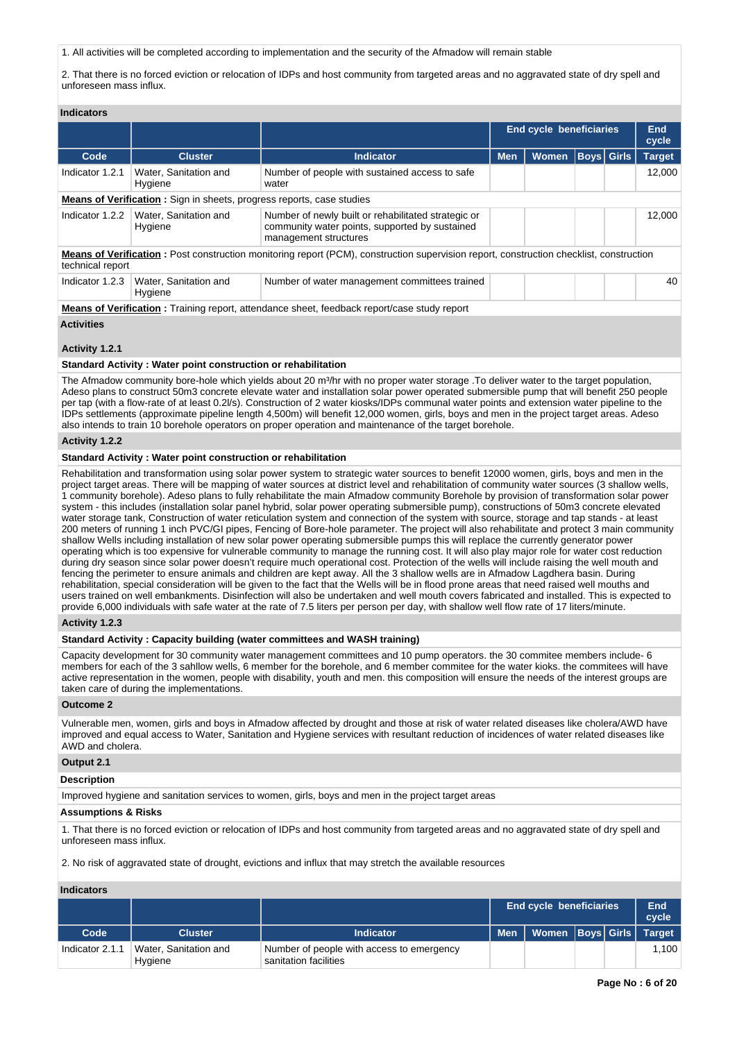1. All activities will be completed according to implementation and the security of the Afmadow will remain stable

2. That there is no forced eviction or relocation of IDPs and host community from targeted areas and no aggravated state of dry spell and unforeseen mass influx.

**Indicators**

| | | | End cycle beneficiaries | | | | End cycle |
|---|---|---|---|---|---|---|---|
| **Code** | **Cluster** | **Indicator** | **Men** | **Women** | **Boys** | **Girls** | **Target** |
| Indicator 1.2.1 | Water, Sanitation and Hygiene | Number of people with sustained access to safe water | | | | | 12,000 |

**Means of Verification :** Sign in sheets, progress reports, case studies

| Code | Cluster | Indicator | Men | Women | Boys | Girls | Target |
|---|---|---|---|---|---|---|---|
| Indicator 1.2.2 | Water, Sanitation and Hygiene | Number of newly built or rehabilitated strategic or community water points, supported by sustained management structures | | | | | 12,000 |

**Means of Verification :** Post construction monitoring report (PCM), construction supervision report, construction checklist, construction technical report

| Code | Cluster | Indicator | Men | Women | Boys | Girls | Target |
|---|---|---|---|---|---|---|---|
| Indicator 1.2.3 | Water, Sanitation and Hygiene | Number of water management committees trained | | | | | 40 |

**Means of Verification :** Training report, attendance sheet, feedback report/case study report

**Activities**

**Activity 1.2.1**

**Standard Activity : Water point construction or rehabilitation**

The Afmadow community bore-hole which yields about 20 m³/hr with no proper water storage .To deliver water to the target population, Adeso plans to construct 50m3 concrete elevate water and installation solar power operated submersible pump that will benefit 250 people per tap (with a flow-rate of at least 0.2l/s). Construction of 2 water kiosks/IDPs communal water points and extension water pipeline to the IDPs settlements (approximate pipeline length 4,500m) will benefit 12,000 women, girls, boys and men in the project target areas. Adeso also intends to train 10 borehole operators on proper operation and maintenance of the target borehole.

**Activity 1.2.2**

**Standard Activity : Water point construction or rehabilitation**

Rehabilitation and transformation using solar power system to strategic water sources to benefit 12000 women, girls, boys and men in the project target areas. There will be mapping of water sources at district level and rehabilitation of community water sources (3 shallow wells, 1 community borehole). Adeso plans to fully rehabilitate the main Afmadow community Borehole by provision of transformation solar power system - this includes (installation solar panel hybrid, solar power operating submersible pump), constructions of 50m3 concrete elevated water storage tank, Construction of water reticulation system and connection of the system with source, storage and tap stands - at least 200 meters of running 1 inch PVC/GI pipes, Fencing of Bore-hole parameter. The project will also rehabilitate and protect 3 main community shallow Wells including installation of new solar power operating submersible pumps this will replace the currently generator power operating which is too expensive for vulnerable community to manage the running cost. It will also play major role for water cost reduction during dry season since solar power doesn't require much operational cost. Protection of the wells will include raising the well mouth and fencing the perimeter to ensure animals and children are kept away. All the 3 shallow wells are in Afmadow Lagdhera basin. During rehabilitation, special consideration will be given to the fact that the Wells will be in flood prone areas that need raised well mouths and users trained on well embankments. Disinfection will also be undertaken and well mouth covers fabricated and installed. This is expected to provide 6,000 individuals with safe water at the rate of 7.5 liters per person per day, with shallow well flow rate of 17 liters/minute.

**Activity 1.2.3**

**Standard Activity : Capacity building (water committees and WASH training)**

Capacity development for 30 community water management committees and 10 pump operators. the 30 commitee members include- 6 members for each of the 3 sahllow wells, 6 member for the borehole, and 6 member commitee for the water kioks. the commitees will have active representation in the women, people with disability, youth and men. this composition will ensure the needs of the interest groups are taken care of during the implementations.

**Outcome 2**

Vulnerable men, women, girls and boys in Afmadow affected by drought and those at risk of water related diseases like cholera/AWD have improved and equal access to Water, Sanitation and Hygiene services with resultant reduction of incidences of water related diseases like AWD and cholera.

**Output 2.1**

**Description**

Improved hygiene and sanitation services to women, girls, boys and men in the project target areas

**Assumptions & Risks**

1. That there is no forced eviction or relocation of IDPs and host community from targeted areas and no aggravated state of dry spell and unforeseen mass influx.

2. No risk of aggravated state of drought, evictions and influx that may stretch the available resources

**Indicators**

| | | | End cycle beneficiaries | | | | End cycle |
|---|---|---|---|---|---|---|---|
| **Code** | **Cluster** | **Indicator** | **Men** | **Women** | **Boys** | **Girls** | **Target** |
| Indicator 2.1.1 | Water, Sanitation and Hygiene | Number of people with access to emergency sanitation facilities | | | | | 1,100 |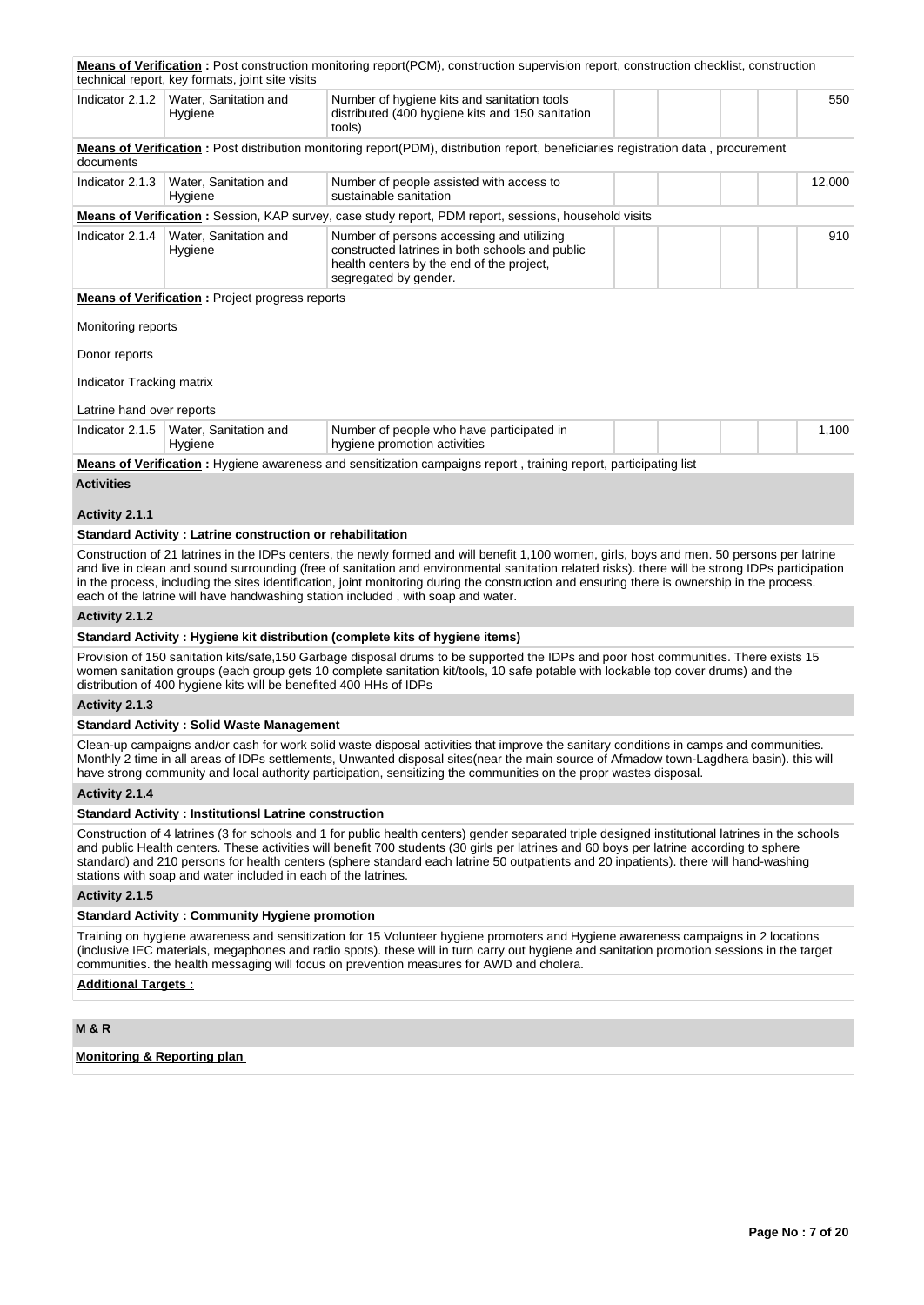**Means of Verification :** Post construction monitoring report(PCM), construction supervision report, construction checklist, construction technical report, key formats, joint site visits

| | | | | | | | |
|---|---|---|---|---|---|---|---|
| Indicator 2.1.2 | Water, Sanitation and Hygiene | Number of hygiene kits and sanitation tools distributed (400 hygiene kits and 150 sanitation tools) | | | | | 550 |

**Means of Verification :** Post distribution monitoring report(PDM), distribution report, beneficiaries registration data , procurement documents

| | | | | | | | |
|---|---|---|---|---|---|---|---|
| Indicator 2.1.3 | Water, Sanitation and Hygiene | Number of people assisted with access to sustainable sanitation | | | | | 12,000 |

**Means of Verification :** Session, KAP survey, case study report, PDM report, sessions, household visits

| | | | | | | | |
|---|---|---|---|---|---|---|---|
| Indicator 2.1.4 | Water, Sanitation and Hygiene | Number of persons accessing and utilizing constructed latrines in both schools and public health centers by the end of the project, segregated by gender. | | | | | 910 |

**Means of Verification :** Project progress reports

Monitoring reports

Donor reports

Indicator Tracking matrix

Latrine hand over reports

| | | | | | | | |
|---|---|---|---|---|---|---|---|
| Indicator 2.1.5 | Water, Sanitation and Hygiene | Number of people who have participated in hygiene promotion activities | | | | | 1,100 |

**Means of Verification :** Hygiene awareness and sensitization campaigns report , training report, participating list

**Activities**

**Activity 2.1.1**

**Standard Activity : Latrine construction or rehabilitation**

Construction of 21 latrines in the IDPs centers, the newly formed and will benefit 1,100 women, girls, boys and men. 50 persons per latrine and live in clean and sound surrounding (free of sanitation and environmental sanitation related risks). there will be strong IDPs participation in the process, including the sites identification, joint monitoring during the construction and ensuring there is ownership in the process. each of the latrine will have handwashing station included , with soap and water.

**Activity 2.1.2**

**Standard Activity : Hygiene kit distribution (complete kits of hygiene items)**

Provision of 150 sanitation kits/safe,150 Garbage disposal drums to be supported the IDPs and poor host communities. There exists 15 women sanitation groups (each group gets 10 complete sanitation kit/tools, 10 safe potable with lockable top cover drums) and the distribution of 400 hygiene kits will be benefited 400 HHs of IDPs

**Activity 2.1.3**

**Standard Activity : Solid Waste Management**

Clean-up campaigns and/or cash for work solid waste disposal activities that improve the sanitary conditions in camps and communities. Monthly 2 time in all areas of IDPs settlements, Unwanted disposal sites(near the main source of Afmadow town-Lagdhera basin). this will have strong community and local authority participation, sensitizing the communities on the propr wastes disposal.

**Activity 2.1.4**

**Standard Activity : Institutionsl Latrine construction**

Construction of 4 latrines (3 for schools and 1 for public health centers) gender separated triple designed institutional latrines in the schools and public Health centers. These activities will benefit 700 students (30 girls per latrines and 60 boys per latrine according to sphere standard) and 210 persons for health centers (sphere standard each latrine 50 outpatients and 20 inpatients). there will hand-washing stations with soap and water included in each of the latrines.

**Activity 2.1.5**

**Standard Activity : Community Hygiene promotion**

Training on hygiene awareness and sensitization for 15 Volunteer hygiene promoters and Hygiene awareness campaigns in 2 locations (inclusive IEC materials, megaphones and radio spots). these will in turn carry out hygiene and sanitation promotion sessions in the target communities. the health messaging will focus on prevention measures for AWD and cholera.

**Additional Targets :**

**M & R**

**Monitoring & Reporting plan**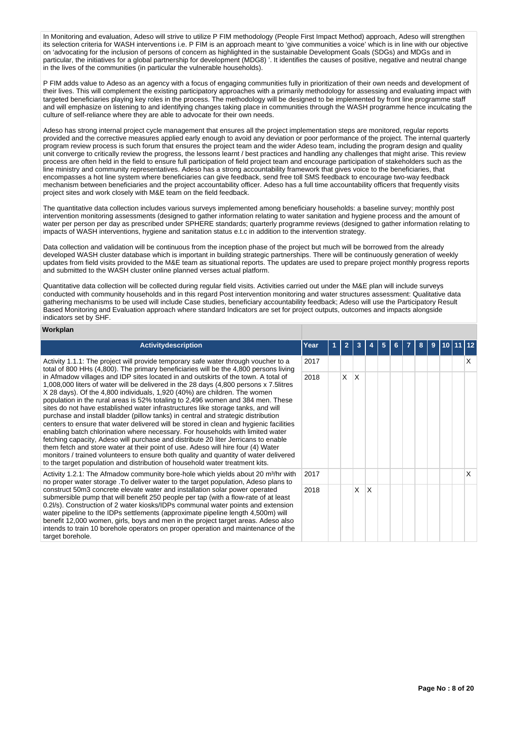In Monitoring and evaluation, Adeso will strive to utilize P FIM methodology (People First Impact Method) approach, Adeso will strengthen its selection criteria for WASH interventions i.e. P FIM is an approach meant to 'give communities a voice' which is in line with our objective on 'advocating for the inclusion of persons of concern as highlighted in the sustainable Development Goals (SDGs) and MDGs and in particular, the initiatives for a global partnership for development (MDG8) '. It identifies the causes of positive, negative and neutral change in the lives of the communities (in particular the vulnerable households).

P FIM adds value to Adeso as an agency with a focus of engaging communities fully in prioritization of their own needs and development of their lives. This will complement the existing participatory approaches with a primarily methodology for assessing and evaluating impact with targeted beneficiaries playing key roles in the process. The methodology will be designed to be implemented by front line programme staff and will emphasize on listening to and identifying changes taking place in communities through the WASH programme hence inculcating the culture of self-reliance where they are able to advocate for their own needs.

Adeso has strong internal project cycle management that ensures all the project implementation steps are monitored, regular reports provided and the corrective measures applied early enough to avoid any deviation or poor performance of the project. The internal quarterly program review process is such forum that ensures the project team and the wider Adeso team, including the program design and quality unit converge to critically review the progress, the lessons learnt / best practices and handling any challenges that might arise. This review process are often held in the field to ensure full participation of field project team and encourage participation of stakeholders such as the line ministry and community representatives. Adeso has a strong accountability framework that gives voice to the beneficiaries, that encompasses a hot line system where beneficiaries can give feedback, send free toll SMS feedback to encourage two-way feedback mechanism between beneficiaries and the project accountability officer. Adeso has a full time accountability officers that frequently visits project sites and work closely with M&E team on the field feedback.

The quantitative data collection includes various surveys implemented among beneficiary households: a baseline survey; monthly post intervention monitoring assessments (designed to gather information relating to water sanitation and hygiene process and the amount of water per person per day as prescribed under SPHERE standards; quarterly programme reviews (designed to gather information relating to impacts of WASH interventions, hygiene and sanitation status e.t.c in addition to the intervention strategy.

Data collection and validation will be continuous from the inception phase of the project but much will be borrowed from the already developed WASH cluster database which is important in building strategic partnerships. There will be continuously generation of weekly updates from field visits provided to the M&E team as situational reports. The updates are used to prepare project monthly progress reports and submitted to the WASH cluster online planned verses actual platform.

Quantitative data collection will be collected during regular field visits. Activities carried out under the M&E plan will include surveys conducted with community households and in this regard Post intervention monitoring and water structures assessment: Qualitative data gathering mechanisms to be used will include Case studies, beneficiary accountability feedback; Adeso will use the Participatory Result Based Monitoring and Evaluation approach where standard Indicators are set for project outputs, outcomes and impacts alongside indicators set by SHF.

**Workplan**

| Activitydescription | Year | 1 | 2 | 3 | 4 | 5 | 6 | 7 | 8 | 9 | 10 | 11 | 12 |
|---|---|---|---|---|---|---|---|---|---|---|---|---|---|
| Activity 1.1.1: The project will provide temporary safe water through voucher to a total of 800 HHs (4,800). The primary beneficiaries will be the 4,800 persons living in Afmadow villages and IDP sites located in and outskirts of the town. A total of 1,008,000 liters of water will be delivered in the 28 days (4,800 persons x 7.5litres X 28 days). Of the 4,800 individuals, 1,920 (40%) are children. The women population in the rural areas is 52% totaling to 2,496 women and 384 men. These sites do not have established water infrastructures like storage tanks, and will purchase and install bladder (pillow tanks) in central and strategic distribution centers to ensure that water delivered will be stored in clean and hygienic facilities enabling batch chlorination where necessary. For households with limited water fetching capacity, Adeso will purchase and distribute 20 liter Jerricans to enable them fetch and store water at their point of use. Adeso will hire four (4) Water monitors / trained volunteers to ensure both quality and quantity of water delivered to the target population and distribution of household water treatment kits. | 2017 | | | | | | | | | | | | X |
| | 2018 | | X | X | | | | | | | | | |
| Activity 1.2.1: The Afmadow community bore-hole which yields about 20 m³/hr with no proper water storage .To deliver water to the target population, Adeso plans to construct 50m3 concrete elevate water and installation solar power operated submersible pump that will benefit 250 people per tap (with a flow-rate of at least 0.2l/s). Construction of 2 water kiosks/IDPs communal water points and extension water pipeline to the IDPs settlements (approximate pipeline length 4,500m) will benefit 12,000 women, girls, boys and men in the project target areas. Adeso also intends to train 10 borehole operators on proper operation and maintenance of the target borehole. | 2017 | | | | | | | | | | | | X |
| | 2018 | | | X | X | | | | | | | | |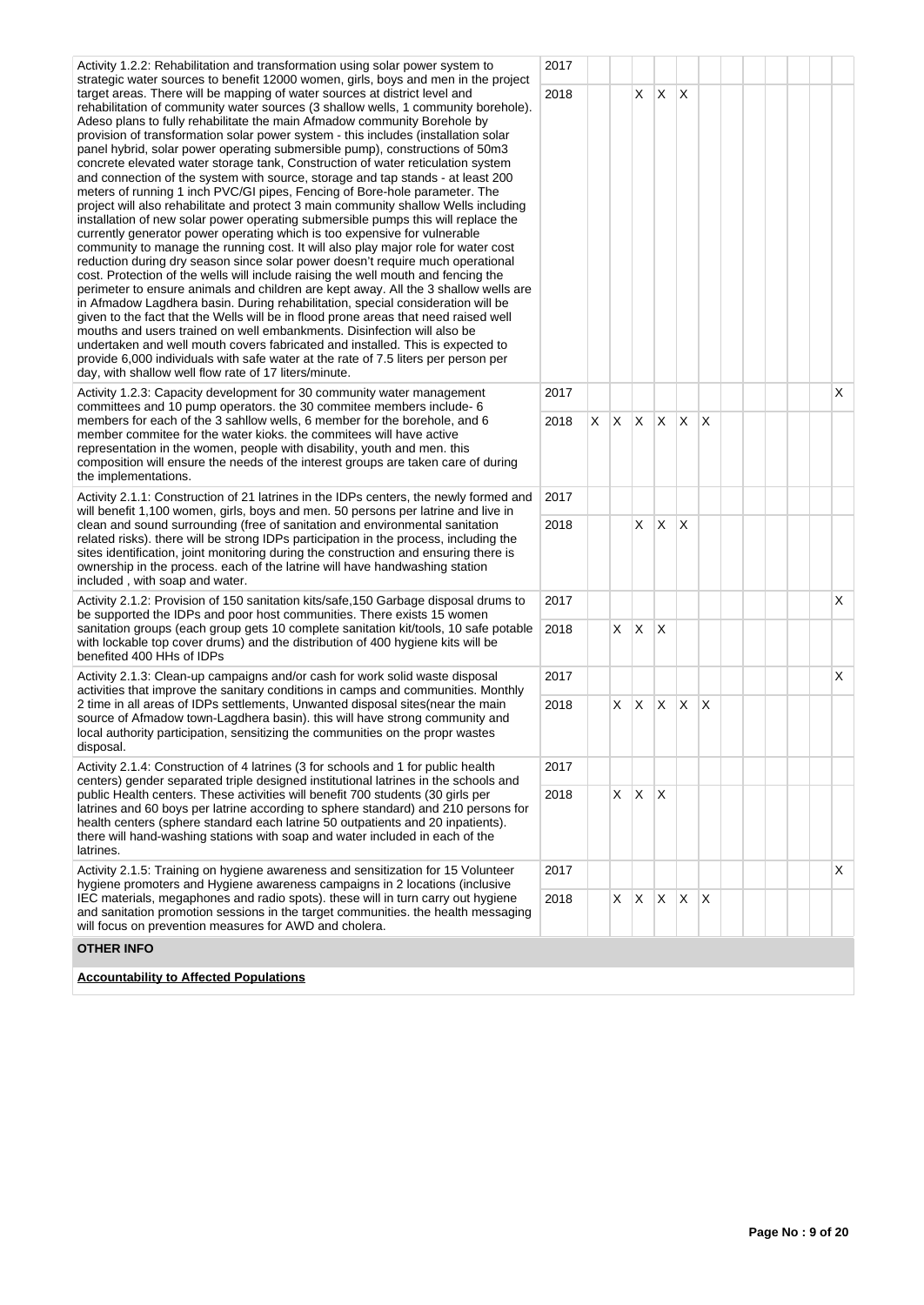| Activity | Year | 1 | 2 | 3 | 4 | 5 | 6 | 7 | 8 | 9 | 10 | 11 | 12 |
|---|---|---|---|---|---|---|---|---|---|---|---|---|---|
| Activity 1.2.2: Rehabilitation and transformation using solar power system to strategic water sources to benefit 12000 women, girls, boys and men in the project target areas. There will be mapping of water sources at district level and rehabilitation of community water sources (3 shallow wells, 1 community borehole). Adeso plans to fully rehabilitate the main Afmadow community Borehole by provision of transformation solar power system - this includes (installation solar panel hybrid, solar power operating submersible pump), constructions of 50m3 concrete elevated water storage tank, Construction of water reticulation system and connection of the system with source, storage and tap stands - at least 200 meters of running 1 inch PVC/GI pipes, Fencing of Bore-hole parameter. The project will also rehabilitate and protect 3 main community shallow Wells including installation of new solar power operating submersible pumps this will replace the currently generator power operating which is too expensive for vulnerable community to manage the running cost. It will also play major role for water cost reduction during dry season since solar power doesn't require much operational cost. Protection of the wells will include raising the well mouth and fencing the perimeter to ensure animals and children are kept away. All the 3 shallow wells are in Afmadow Lagdhera basin. During rehabilitation, special consideration will be given to the fact that the Wells will be in flood prone areas that need raised well mouths and users trained on well embankments. Disinfection will also be undertaken and well mouth covers fabricated and installed. This is expected to provide 6,000 individuals with safe water at the rate of 7.5 liters per person per day, with shallow well flow rate of 17 liters/minute. | 2017 | | | | | | | | | | | | |
| | 2018 | | | X | X | X | | | | | | | |
| Activity 1.2.3: Capacity development for 30 community water management committees and 10 pump operators. the 30 commitee members include- 6 members for each of the 3 sahllow wells, 6 member for the borehole, and 6 member commitee for the water kioks. the commitees will have active representation in the women, people with disability, youth and men. this composition will ensure the needs of the interest groups are taken care of during the implementations. | 2017 | | | | | | | | | | | | X |
| | 2018 | X | X | X | X | X | X | | | | | | |
| Activity 2.1.1: Construction of 21 latrines in the IDPs centers, the newly formed and will benefit 1,100 women, girls, boys and men. 50 persons per latrine and live in clean and sound surrounding (free of sanitation and environmental sanitation related risks). there will be strong IDPs participation in the process, including the sites identification, joint monitoring during the construction and ensuring there is ownership in the process. each of the latrine will have handwashing station included , with soap and water. | 2017 | | | | | | | | | | | | |
| | 2018 | | | X | X | X | | | | | | | |
| Activity 2.1.2: Provision of 150 sanitation kits/safe,150 Garbage disposal drums to be supported the IDPs and poor host communities. There exists 15 women sanitation groups (each group gets 10 complete sanitation kit/tools, 10 safe potable with lockable top cover drums) and the distribution of 400 hygiene kits will be benefited 400 HHs of IDPs | 2017 | | | | | | | | | | | | X |
| | 2018 | | X | X | X | | | | | | | | |
| Activity 2.1.3: Clean-up campaigns and/or cash for work solid waste disposal activities that improve the sanitary conditions in camps and communities. Monthly 2 time in all areas of IDPs settlements, Unwanted disposal sites(near the main source of Afmadow town-Lagdhera basin). this will have strong community and local authority participation, sensitizing the communities on the propr wastes disposal. | 2017 | | | | | | | | | | | | X |
| | 2018 | | X | X | X | X | X | | | | | | |
| Activity 2.1.4: Construction of 4 latrines (3 for schools and 1 for public health centers) gender separated triple designed institutional latrines in the schools and public Health centers. These activities will benefit 700 students (30 girls per latrines and 60 boys per latrine according to sphere standard) and 210 persons for health centers (sphere standard each latrine 50 outpatients and 20 inpatients). there will hand-washing stations with soap and water included in each of the latrines. | 2017 | | | | | | | | | | | | |
| | 2018 | | X | X | X | | | | | | | | |
| Activity 2.1.5: Training on hygiene awareness and sensitization for 15 Volunteer hygiene promoters and Hygiene awareness campaigns in 2 locations (inclusive IEC materials, megaphones and radio spots). these will in turn carry out hygiene and sanitation promotion sessions in the target communities. the health messaging will focus on prevention measures for AWD and cholera. | 2017 | | | | | | | | | | | | X |
| | 2018 | | X | X | X | X | X | | | | | | |

## OTHER INFO

**Accountability to Affected Populations**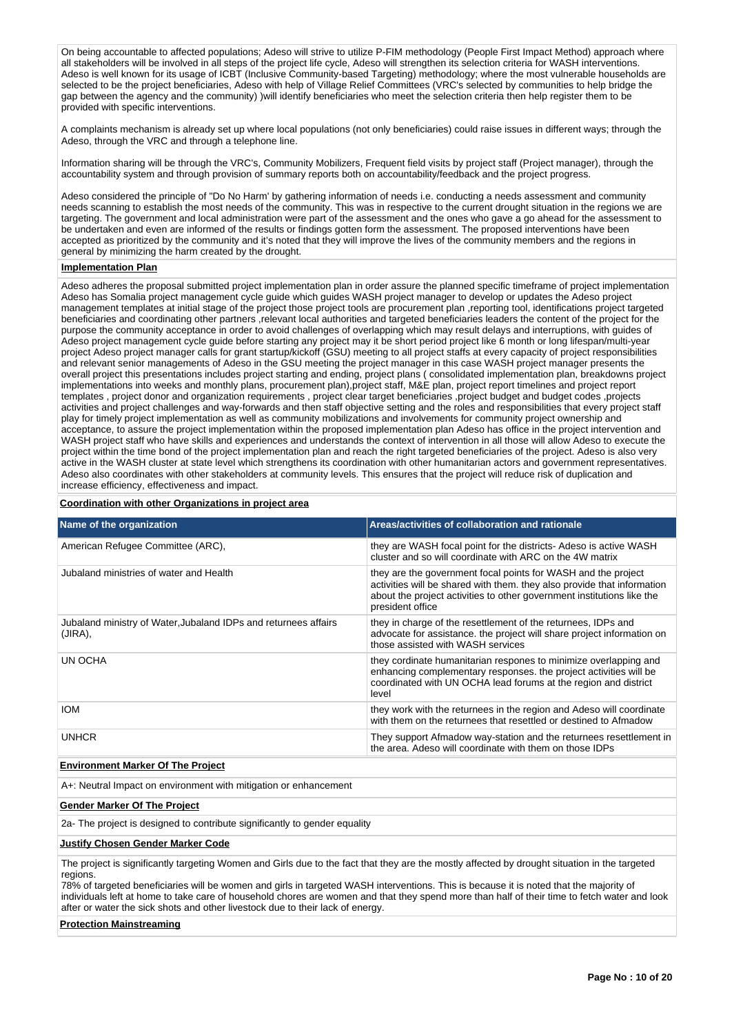On being accountable to affected populations; Adeso will strive to utilize P-FIM methodology (People First Impact Method) approach where all stakeholders will be involved in all steps of the project life cycle, Adeso will strengthen its selection criteria for WASH interventions. Adeso is well known for its usage of ICBT (Inclusive Community-based Targeting) methodology; where the most vulnerable households are selected to be the project beneficiaries, Adeso with help of Village Relief Committees (VRC's selected by communities to help bridge the gap between the agency and the community) )will identify beneficiaries who meet the selection criteria then help register them to be provided with specific interventions.

A complaints mechanism is already set up where local populations (not only beneficiaries) could raise issues in different ways; through the Adeso, through the VRC and through a telephone line.

Information sharing will be through the VRC's, Community Mobilizers, Frequent field visits by project staff (Project manager), through the accountability system and through provision of summary reports both on accountability/feedback and the project progress.

Adeso considered the principle of "Do No Harm' by gathering information of needs i.e. conducting a needs assessment and community needs scanning to establish the most needs of the community. This was in respective to the current drought situation in the regions we are targeting. The government and local administration were part of the assessment and the ones who gave a go ahead for the assessment to be undertaken and even are informed of the results or findings gotten form the assessment. The proposed interventions have been accepted as prioritized by the community and it's noted that they will improve the lives of the community members and the regions in general by minimizing the harm created by the drought.

**Implementation Plan**

Adeso adheres the proposal submitted project implementation plan in order assure the planned specific timeframe of project implementation Adeso has Somalia project management cycle guide which guides WASH project manager to develop or updates the Adeso project management templates at initial stage of the project those project tools are procurement plan ,reporting tool, identifications project targeted beneficiaries and coordinating other partners ,relevant local authorities and targeted beneficiaries leaders the content of the project for the purpose the community acceptance in order to avoid challenges of overlapping which may result delays and interruptions, with guides of Adeso project management cycle guide before starting any project may it be short period project like 6 month or long lifespan/multi-year project Adeso project manager calls for grant startup/kickoff (GSU) meeting to all project staffs at every capacity of project responsibilities and relevant senior managements of Adeso in the GSU meeting the project manager in this case WASH project manager presents the overall project this presentations includes project starting and ending, project plans ( consolidated implementation plan, breakdowns project implementations into weeks and monthly plans, procurement plan),project staff, M&E plan, project report timelines and project report templates , project donor and organization requirements , project clear target beneficiaries ,project budget and budget codes ,projects activities and project challenges and way-forwards and then staff objective setting and the roles and responsibilities that every project staff play for timely project implementation as well as community mobilizations and involvements for community project ownership and acceptance, to assure the project implementation within the proposed implementation plan Adeso has office in the project intervention and WASH project staff who have skills and experiences and understands the context of intervention in all those will allow Adeso to execute the project within the time bond of the project implementation plan and reach the right targeted beneficiaries of the project. Adeso is also very active in the WASH cluster at state level which strengthens its coordination with other humanitarian actors and government representatives. Adeso also coordinates with other stakeholders at community levels. This ensures that the project will reduce risk of duplication and increase efficiency, effectiveness and impact.

**Coordination with other Organizations in project area**

| Name of the organization | Areas/activities of collaboration and rationale |
|---|---|
| American Refugee Committee (ARC), | they are WASH focal point for the districts- Adeso is active WASH cluster and so will coordinate with ARC on the 4W matrix |
| Jubaland ministries of water and Health | they are the government focal points for WASH and the project activities will be shared with them. they also provide that information about the project activities to other government institutions like the president office |
| Jubaland ministry of Water,Jubaland IDPs and returnees affairs (JIRA), | they in charge of the resettlement of the returnees, IDPs and advocate for assistance. the project will share project information on those assisted with WASH services |
| UN OCHA | they cordinate humanitarian respones to minimize overlapping and enhancing complementary responses. the project activities will be coordinated with UN OCHA lead forums at the region and district level |
| IOM | they work with the returnees in the region and Adeso will coordinate with them on the returnees that resettled or destined to Afmadow |
| UNHCR | They support Afmadow way-station and the returnees resettlement in the area. Adeso will coordinate with them on those IDPs |

**Environment Marker Of The Project**

A+: Neutral Impact on environment with mitigation or enhancement

**Gender Marker Of The Project**

2a- The project is designed to contribute significantly to gender equality

**Justify Chosen Gender Marker Code**

The project is significantly targeting Women and Girls due to the fact that they are the mostly affected by drought situation in the targeted regions.
78% of targeted beneficiaries will be women and girls in targeted WASH interventions. This is because it is noted that the majority of individuals left at home to take care of household chores are women and that they spend more than half of their time to fetch water and look after or water the sick shots and other livestock due to their lack of energy.

**Protection Mainstreaming**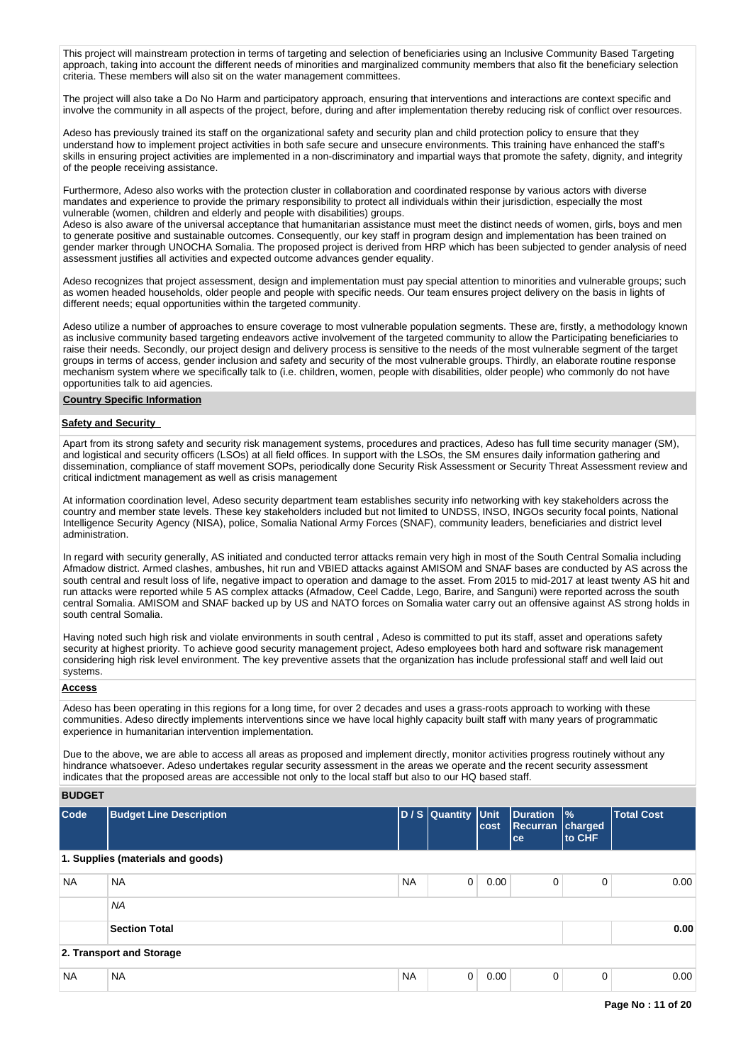This project will mainstream protection in terms of targeting and selection of beneficiaries using an Inclusive Community Based Targeting approach, taking into account the different needs of minorities and marginalized community members that also fit the beneficiary selection criteria. These members will also sit on the water management committees.

The project will also take a Do No Harm and participatory approach, ensuring that interventions and interactions are context specific and involve the community in all aspects of the project, before, during and after implementation thereby reducing risk of conflict over resources.

Adeso has previously trained its staff on the organizational safety and security plan and child protection policy to ensure that they understand how to implement project activities in both safe secure and unsecure environments. This training have enhanced the staff's skills in ensuring project activities are implemented in a non-discriminatory and impartial ways that promote the safety, dignity, and integrity of the people receiving assistance.

Furthermore, Adeso also works with the protection cluster in collaboration and coordinated response by various actors with diverse mandates and experience to provide the primary responsibility to protect all individuals within their jurisdiction, especially the most vulnerable (women, children and elderly and people with disabilities) groups.
Adeso is also aware of the universal acceptance that humanitarian assistance must meet the distinct needs of women, girls, boys and men to generate positive and sustainable outcomes. Consequently, our key staff in program design and implementation has been trained on gender marker through UNOCHA Somalia. The proposed project is derived from HRP which has been subjected to gender analysis of need assessment justifies all activities and expected outcome advances gender equality.

Adeso recognizes that project assessment, design and implementation must pay special attention to minorities and vulnerable groups; such as women headed households, older people and people with specific needs. Our team ensures project delivery on the basis in lights of different needs; equal opportunities within the targeted community.

Adeso utilize a number of approaches to ensure coverage to most vulnerable population segments. These are, firstly, a methodology known as inclusive community based targeting endeavors active involvement of the targeted community to allow the Participating beneficiaries to raise their needs. Secondly, our project design and delivery process is sensitive to the needs of the most vulnerable segment of the target groups in terms of access, gender inclusion and safety and security of the most vulnerable groups. Thirdly, an elaborate routine response mechanism system where we specifically talk to (i.e. children, women, people with disabilities, older people) who commonly do not have opportunities talk to aid agencies.

**Country Specific Information**

**Safety and Security**

Apart from its strong safety and security risk management systems, procedures and practices, Adeso has full time security manager (SM), and logistical and security officers (LSOs) at all field offices. In support with the LSOs, the SM ensures daily information gathering and dissemination, compliance of staff movement SOPs, periodically done Security Risk Assessment or Security Threat Assessment review and critical indictment management as well as crisis management

At information coordination level, Adeso security department team establishes security info networking with key stakeholders across the country and member state levels. These key stakeholders included but not limited to UNDSS, INSO, INGOs security focal points, National Intelligence Security Agency (NISA), police, Somalia National Army Forces (SNAF), community leaders, beneficiaries and district level administration.

In regard with security generally, AS initiated and conducted terror attacks remain very high in most of the South Central Somalia including Afmadow district. Armed clashes, ambushes, hit run and VBIED attacks against AMISOM and SNAF bases are conducted by AS across the south central and result loss of life, negative impact to operation and damage to the asset. From 2015 to mid-2017 at least twenty AS hit and run attacks were reported while 5 AS complex attacks (Afmadow, Ceel Cadde, Lego, Barire, and Sanguni) were reported across the south central Somalia. AMISOM and SNAF backed up by US and NATO forces on Somalia water carry out an offensive against AS strong holds in south central Somalia.

Having noted such high risk and violate environments in south central , Adeso is committed to put its staff, asset and operations safety security at highest priority. To achieve good security management project, Adeso employees both hard and software risk management considering high risk level environment. The key preventive assets that the organization has include professional staff and well laid out systems.

**Access**

Adeso has been operating in this regions for a long time, for over 2 decades and uses a grass-roots approach to working with these communities. Adeso directly implements interventions since we have local highly capacity built staff with many years of programmatic experience in humanitarian intervention implementation.

Due to the above, we are able to access all areas as proposed and implement directly, monitor activities progress routinely without any hindrance whatsoever. Adeso undertakes regular security assessment in the areas we operate and the recent security assessment indicates that the proposed areas are accessible not only to the local staff but also to our HQ based staff.

## BUDGET

| Code | Budget Line Description | D / S | Quantity | Unit cost | Duration Recurrance | % charged to CHF | Total Cost |
|---|---|---|---|---|---|---|---|
| **1. Supplies (materials and goods)** | | | | | | | |
| NA | NA | NA | 0 | 0.00 | 0 | 0 | 0.00 |
| | *NA* | | | | | | |
| | **Section Total** | | | | | | **0.00** |
| **2. Transport and Storage** | | | | | | | |
| NA | NA | NA | 0 | 0.00 | 0 | 0 | 0.00 |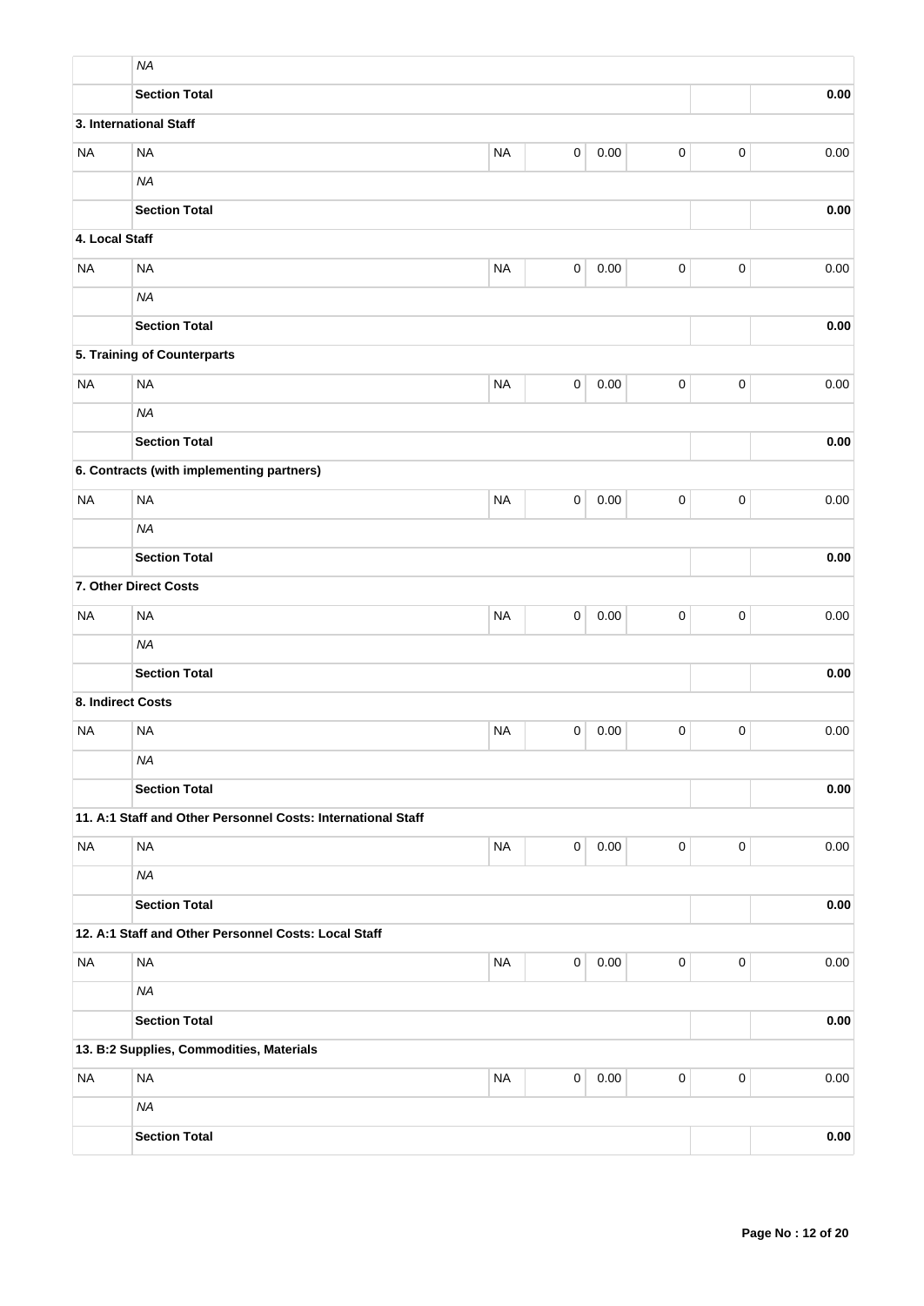| | | | | | | | |
|---|---|---|---|---|---|---|---|
| | *NA* | | | | | | |
| | **Section Total** | | | | | | **0.00** |
| **3. International Staff** | | | | | | | |
| NA | NA | NA | 0 | 0.00 | 0 | 0 | 0.00 |
| | *NA* | | | | | | |
| | **Section Total** | | | | | | **0.00** |
| **4. Local Staff** | | | | | | | |
| NA | NA | NA | 0 | 0.00 | 0 | 0 | 0.00 |
| | *NA* | | | | | | |
| | **Section Total** | | | | | | **0.00** |
| | **5. Training of Counterparts** | | | | | | |
| NA | NA | NA | 0 | 0.00 | 0 | 0 | 0.00 |
| | *NA* | | | | | | |
| | **Section Total** | | | | | | **0.00** |
| | **6. Contracts (with implementing partners)** | | | | | | |
| NA | NA | NA | 0 | 0.00 | 0 | 0 | 0.00 |
| | *NA* | | | | | | |
| | **Section Total** | | | | | | **0.00** |
| **7. Other Direct Costs** | | | | | | | |
| NA | NA | NA | 0 | 0.00 | 0 | 0 | 0.00 |
| | *NA* | | | | | | |
| | **Section Total** | | | | | | **0.00** |
| **8. Indirect Costs** | | | | | | | |
| NA | NA | NA | 0 | 0.00 | 0 | 0 | 0.00 |
| | *NA* | | | | | | |
| | **Section Total** | | | | | | **0.00** |
| | **11. A:1 Staff and Other Personnel Costs: International Staff** | | | | | | |
| NA | NA | NA | 0 | 0.00 | 0 | 0 | 0.00 |
| | *NA* | | | | | | |
| | **Section Total** | | | | | | **0.00** |
| | **12. A:1 Staff and Other Personnel Costs: Local Staff** | | | | | | |
| NA | NA | NA | 0 | 0.00 | 0 | 0 | 0.00 |
| | *NA* | | | | | | |
| | **Section Total** | | | | | | **0.00** |
| | **13. B:2 Supplies, Commodities, Materials** | | | | | | |
| NA | NA | NA | 0 | 0.00 | 0 | 0 | 0.00 |
| | *NA* | | | | | | |
| | **Section Total** | | | | | | **0.00** |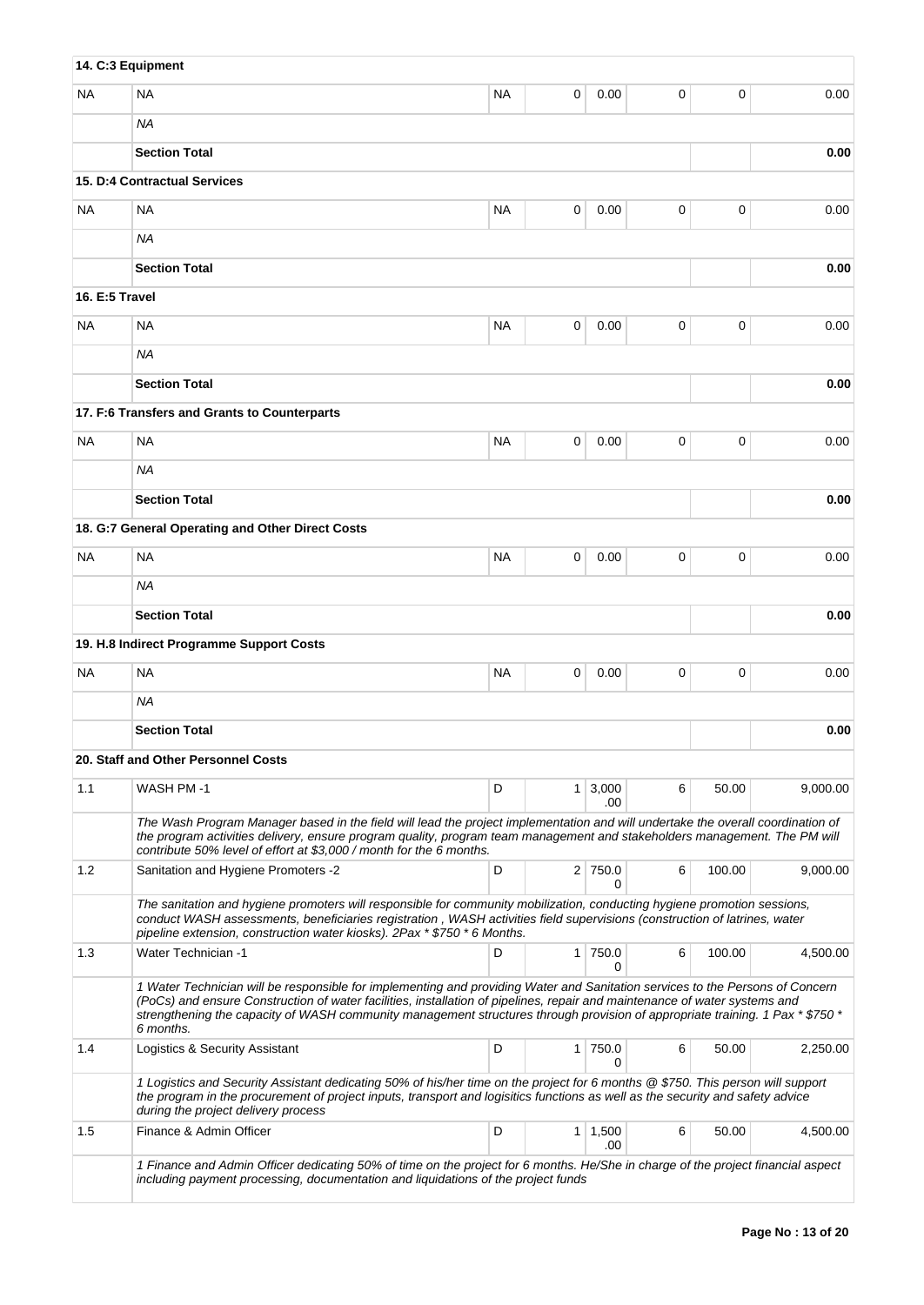| | | | | | | | |
|---|---|---|---|---|---|---|---|
| **14. C:3 Equipment** | | | | | | | |
| NA | NA | NA | 0 | 0.00 | 0 | 0 | 0.00 |
| | *NA* | | | | | | |
| | **Section Total** | | | | | | **0.00** |
| **15. D:4 Contractual Services** | | | | | | | |
| NA | NA | NA | 0 | 0.00 | 0 | 0 | 0.00 |
| | *NA* | | | | | | |
| | **Section Total** | | | | | | **0.00** |
| **16. E:5 Travel** | | | | | | | |
| NA | NA | NA | 0 | 0.00 | 0 | 0 | 0.00 |
| | *NA* | | | | | | |
| | **Section Total** | | | | | | **0.00** |
| **17. F:6 Transfers and Grants to Counterparts** | | | | | | | |
| NA | NA | NA | 0 | 0.00 | 0 | 0 | 0.00 |
| | *NA* | | | | | | |
| | **Section Total** | | | | | | **0.00** |
| **18. G:7 General Operating and Other Direct Costs** | | | | | | | |
| NA | NA | NA | 0 | 0.00 | 0 | 0 | 0.00 |
| | *NA* | | | | | | |
| | **Section Total** | | | | | | **0.00** |
| **19. H.8 Indirect Programme Support Costs** | | | | | | | |
| NA | NA | NA | 0 | 0.00 | 0 | 0 | 0.00 |
| | *NA* | | | | | | |
| | **Section Total** | | | | | | **0.00** |
| **20. Staff and Other Personnel Costs** | | | | | | | |
| 1.1 | WASH PM -1 | D | 1 | 3,000.00 | 6 | 50.00 | 9,000.00 |
| | *The Wash Program Manager based in the field will lead the project implementation and will undertake the overall coordination of the program activities delivery, ensure program quality, program team management and stakeholders management. The PM will contribute 50% level of effort at $3,000 / month for the 6 months.* | | | | | | |
| 1.2 | Sanitation and Hygiene Promoters -2 | D | 2 | 750.00 | 6 | 100.00 | 9,000.00 |
| | *The sanitation and hygiene promoters will responsible for community mobilization, conducting hygiene promotion sessions, conduct WASH assessments, beneficiaries registration , WASH activities field supervisions (construction of latrines, water pipeline extension, construction water kiosks). 2Pax * $750 * 6 Months.* | | | | | | |
| 1.3 | Water Technician -1 | D | 1 | 750.00 | 6 | 100.00 | 4,500.00 |
| | *1 Water Technician will be responsible for implementing and providing Water and Sanitation services to the Persons of Concern (PoCs) and ensure Construction of water facilities, installation of pipelines, repair and maintenance of water systems and strengthening the capacity of WASH community management structures through provision of appropriate training. 1 Pax * $750 * 6 months.* | | | | | | |
| 1.4 | Logistics & Security Assistant | D | 1 | 750.00 | 6 | 50.00 | 2,250.00 |
| | *1 Logistics and Security Assistant dedicating 50% of his/her time on the project for 6 months @ $750. This person will support the program in the procurement of project inputs, transport and logisitics functions as well as the security and safety advice during the project delivery process* | | | | | | |
| 1.5 | Finance & Admin Officer | D | 1 | 1,500.00 | 6 | 50.00 | 4,500.00 |
| | *1 Finance and Admin Officer dedicating 50% of time on the project for 6 months. He/She in charge of the project financial aspect including payment processing, documentation and liquidations of the project funds* | | | | | | |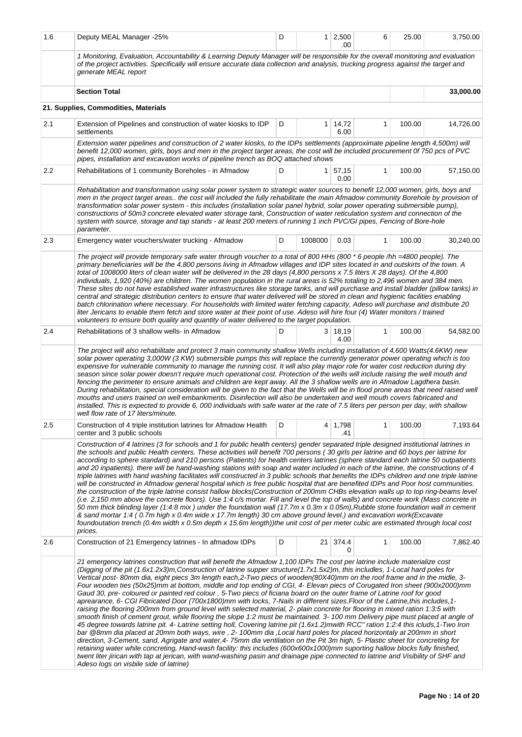| 1.6 | Deputy MEAL Manager -25% | D | 1 | 2,500.00 | 6 | 25.00 | 3,750.00 |
|---|---|---|---|---|---|---|---|
| | *1 Monitoring, Evaluation, Accountability & Learning Deputy Manager will be responsible for the overall monitoring and evaluation of the project activities. Specifically will ensure accurate data collection and analysis, trucking progress against the target and generate MEAL report* | | | | | | |
| | **Section Total** | | | | | | **33,000.00** |
| | **21. Supplies, Commodities, Materials** | | | | | | |
| 2.1 | Extension of Pipelines and construction of water kiosks to IDP settlements | D | 1 | 14,726.00 | 1 | 100.00 | 14,726.00 |
| | *Extension water pipelines and construction of 2 water kiosks, to the IDPs settlements (approximate pipeline length 4,500m) will benefit 12,000 women, girls, boys and men in the project target areas, the cost will be included procurement 0f 750 pcs of PVC pipes, installation and excavation works of pipeline trench as BOQ attached shows* | | | | | | |
| 2.2 | Rehabilitations of 1 community Boreholes - in Afmadow | D | 1 | 57,150.00 | 1 | 100.00 | 57,150.00 |
| | *Rehabilitation and transformation using solar power system to strategic water sources to benefit 12,000 women, girls, boys and men in the project target areas.. the cost will included the fully rehabilitate the main Afmadow community Borehole by provision of transformation solar power system - this includes (installation solar panel hybrid, solar power operating submersible pump), constructions of 50m3 concrete elevated water storage tank, Construction of water reticulation system and connection of the system with source, storage and tap stands - at least 200 meters of running 1 inch PVC/GI pipes, Fencing of Bore-hole parameter.* | | | | | | |
| 2.3 | Emergency water vouchers/water trucking - Afmadow | D | 1008000 | 0.03 | 1 | 100.00 | 30,240.00 |
| | *The project will provide temporary safe water through voucher to a total of 800 HHs (800 * 6 people /hh =4800 people). The primary beneficiaries will be the 4,800 persons living in Afmadow villages and IDP sites located in and outskirts of the town. A total of 1008000 liters of clean water will be delivered in the 28 days (4,800 persons x 7.5 liters X 28 days). Of the 4,800 individuals, 1,920 (40%) are children. The women population in the rural areas is 52% totaling to 2,496 women and 384 men. These sites do not have established water infrastructures like storage tanks, and will purchase and install bladder (pillow tanks) in central and strategic distribution centers to ensure that water delivered will be stored in clean and hygienic facilities enabling batch chlorination where necessary. For households with limited water fetching capacity, Adeso will purchase and distribute 20 liter Jericans to enable them fetch and store water at their point of use. Adeso will hire four (4) Water monitors / trained volunteers to ensure both quality and quantity of water delivered to the target population.* | | | | | | |
| 2.4 | Rehabilitations of 3 shallow wells- in Afmadow | D | 3 | 18,194.00 | 1 | 100.00 | 54,582.00 |
| | *The project will also rehabilitate and protect 3 main community shallow Wells including installation of 4,600 Watts(4.6KW) new solar power operating 3,000W (3 KW) submersible pumps this will replace the currently generator power operating which is too expensive for vulnerable community to manage the running cost. It will also play major role for water cost reduction during dry season since solar power doesn't require much operational cost. Protection of the wells will include raising the well mouth and fencing the perimeter to ensure animals and children are kept away. All the 3 shallow wells are in Afmadow Lagdhera basin. During rehabilitation, special consideration will be given to the fact that the Wells will be in flood prone areas that need raised well mouths and users trained on well embankments. Disinfection will also be undertaken and well mouth covers fabricated and installed. This is expected to provide 6, 000 individuals with safe water at the rate of 7.5 liters per person per day, with shallow well flow rate of 17 liters/minute.* | | | | | | |
| 2.5 | Construction of 4 triple institution latrines for Afmadow Health center and 3 public schools | D | 4 | 1,798.41 | 1 | 100.00 | 7,193.64 |
| | *Construction of 4 latrines (3 for schools and 1 for public health centers) gender separated triple designed institutional latrines in the schools and public Health centers. These activities will benefit 700 persons ( 30 girls per latrine and 60 boys per latrine for according to sphere standard) and 210 persons (Patients) for health centers latrines (sphere standard each latrine 50 outpatients and 20 inpatients). there will be hand-washing stations with soap and water included in each of the latrine, the constructions of 4 triple latrines with hand washing facilitates will constructed in 3 public schools that benefits the IDPs children and one triple latrine will be constructed in Afmadow general hospital which is free public hospital that are benefited IDPs and Poor host communities. the construction of the triple latrine consist hallow blocks(Construction of 200mm CHBs elevation walls up to top ring-beams level (i.e. 2,150 mm above the concrete floors). Use 1:4 c/s mortar. Fill and level the top of walls) and concrete work (Mass concrete in 50 mm thick blinding layer (1:4:8 mix ) under the foundation wall (17.7m x 0.3m x 0.05m),Rubble stone foundation wall in cement & sand mortar 1:4 ( 0.7m high x 0.4m wide x 17.7m length) 30 cm above ground level.) and excavation work(Excavate foundoutation trench (0.4m width x 0.5m depth x 15.6m length))the unit cost of per meter cubic are estimated through local cost prices.* | | | | | | |
| 2.6 | Construction of 21 Emergency latrines - In afmadow IDPs | D | 21 | 374.40 | 1 | 100.00 | 7,862.40 |
| | *21 emergency latrines construction that will benefit the Afmadow 1,100 IDPs The cost per latrine include materialize cost (Digging of the pit (1.6x1.2x3)m,Construction of latrine supper structure(1.7x1.5x2)m, this includles, 1-Local hard poles for Vertical post- 80mm dia, eight piecs 3m length each,2-Two piecs of wooden(80X40)mm on the roof frame and in the midle, 3-Four wooden ties (50x25)mm at bottom, middle and top ending of CGI, 4- Elevan piecs of Corugated Iron sheet (900x2000)mm Gaud 30, pre- coloured or painted red colour , 5-Two piecs of ficiana board on the outer frame of Latrine roof for good aprearance, 6- CGI Fibricated Door (700x1800)mm with locks, 7-Nails in different sizes.Floor of the Latrine,this includes,1-raising the flooring 200mm from ground level with selected material, 2- plain concrete for flooring in mixed ration 1:3:5 with smooth finish of cement grout, while flooring the slope 1:2 must be maintained. 3- 100 mm Delivery pipe must placed at angle of 45 degree towards latrine pit. 4- Latrine setting holl, Covering latrine pit (1.6x1.2)mwith RCC" ration 1:2:4 this iclude,1-Two Iron bar @8mm dia placed at 20mm both ways, wire , 2- 100mm dia ,Local hard poles for placed horizontaly at 200mm in short direction, 3-Cement, sand, Agrigate and water,4- 75mm dia ventilation on the Pit 3m high, 5- Plastic sheet for concreting for retaining water while concreting, Hand-wash facility: this includes (600x600x1000)mm suporting hallow blocks fully finished, twent liter jirican with tap at jerican, with wand-washing pasin and drainage pipe connected to latrine and Visibility of SHF and Adeso logs on visbile side of latrine)* | | | | | | |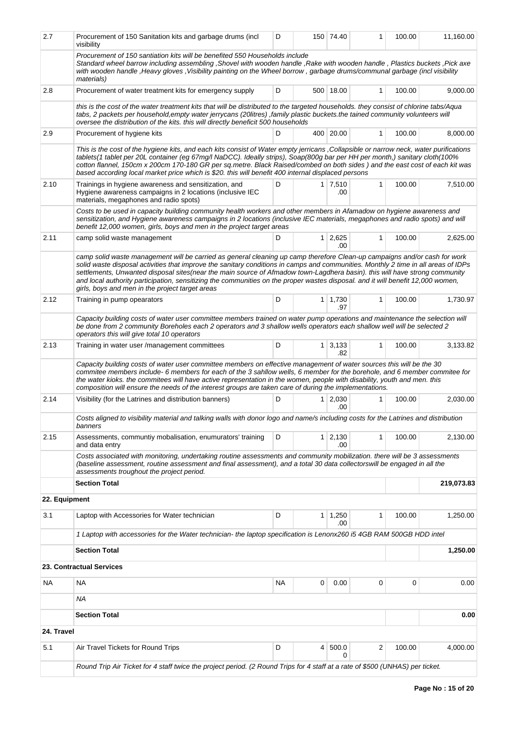| | | | | | | | |
|---|---|---|---|---|---|---|---|
| 2.7 | Procurement of 150 Sanitation kits and garbage drums (incl visibility | D | 150 | 74.40 | 1 | 100.00 | 11,160.00 |
| | *Procurement of 150 santiation kits will be benefited 550 Households include Standard wheel barrow including assembling ,Shovel with wooden handle ,Rake with wooden handle , Plastics buckets ,Pick axe with wooden handle ,Heavy gloves ,Visibility painting on the Wheel borrow , garbage drums/communal garbage (incl visibility materials)* | | | | | | |
| 2.8 | Procurement of water treatment kits for emergency supply | D | 500 | 18.00 | 1 | 100.00 | 9,000.00 |
| | *this is the cost of the water treatment kits that will be distributed to the targeted households. they consist of chlorine tabs/Aqua tabs, 2 packets per household,empty water jerrycans (20litres) ,family plastic buckets.the tained community volunteers will oversee the distribution of the kits. this will directly beneficit 500 households* | | | | | | |
| 2.9 | Procurement of hygiene kits | D | 400 | 20.00 | 1 | 100.00 | 8,000.00 |
| | *This is the cost of the hygiene kits, and each kits consist of Water empty jerricans ,Collapsible or narrow neck, water purifications tablets(1 tablet per 20L container (eg 67mg/l NaDCC). Ideally strips), Soap(800g bar per HH per month,) sanitary cloth(100% cotton flannel, 150cm x 200cm 170-180 GR per sq.metre. Black Raised/combed on both sides ) and the east cost of each kit was based according local market price which is $20. this will benefit 400 internal displaced persons* | | | | | | |
| 2.10 | Trainings in hygiene awareness and sensitization, and Hygiene awareness campaigns in 2 locations (inclusive IEC materials, megaphones and radio spots) | D | 1 | 7,510.00 | 1 | 100.00 | 7,510.00 |
| | *Costs to be used in capacity building community health workers and other members in Afamadow on hygiene awareness and sensitization, and Hygiene awareness campaigns in 2 locations (inclusive IEC materials, megaphones and radio spots) and will benefit 12,000 women, girls, boys and men in the project target areas* | | | | | | |
| 2.11 | camp solid waste management | D | 1 | 2,625.00 | 1 | 100.00 | 2,625.00 |
| | *camp solid waste management will be carried as general cleaning up camp therefore Clean-up campaigns and/or cash for work solid waste disposal activities that improve the sanitary conditions in camps and communities. Monthly 2 time in all areas of IDPs settlements, Unwanted disposal sites(near the main source of Afmadow town-Lagdhera basin). this will have strong community and local authority participation, sensitizing the communities on the proper wastes disposal. and it will benefit 12,000 women, girls, boys and men in the project target areas* | | | | | | |
| 2.12 | Training in pump opearators | D | 1 | 1,730.97 | 1 | 100.00 | 1,730.97 |
| | *Capacity building costs of water user committee members trained on water pump operations and maintenance the selection will be done from 2 community Boreholes each 2 operators and 3 shallow wells operators each shallow well will be selected 2 operators this will give total 10 operators* | | | | | | |
| 2.13 | Training in water user /management committees | D | 1 | 3,133.82 | 1 | 100.00 | 3,133.82 |
| | *Capacity building costs of water user committee members on effective management of water sources this will be the 30 commitee members include- 6 members for each of the 3 sahllow wells, 6 member for the borehole, and 6 member commitee for the water kioks. the commitees will have active representation in the women, people with disability, youth and men. this composition will ensure the needs of the interest groups are taken care of during the implementations.* | | | | | | |
| 2.14 | Visibility (for the Latrines and distribution banners) | D | 1 | 2,030.00 | 1 | 100.00 | 2,030.00 |
| | *Costs aligned to visibility material and talking walls with donor logo and name/s including costs for the Latrines and distribution banners* | | | | | | |
| 2.15 | Assessments, communtiy mobalisation, enumurators' training and data entry | D | 1 | 2,130.00 | 1 | 100.00 | 2,130.00 |
| | *Costs associated with monitoring, undertaking routine assessments and community mobilization. there will be 3 assessments (baseline assessment, routine assessment and final assessment), and a total 30 data collectorswill be engaged in all the assessments troughout the project period.* | | | | | | |
| | **Section Total** | | | | | | **219,073.83** |
| **22. Equipment** | | | | | | | |
| 3.1 | Laptop with Accessories for Water technician | D | 1 | 1,250.00 | 1 | 100.00 | 1,250.00 |
| | *1 Laptop with accessories for the Water technician- the laptop specification is Lenonx260 i5 4GB RAM 500GB HDD intel* | | | | | | |
| | **Section Total** | | | | | | **1,250.00** |
| **23. Contractual Services** | | | | | | | |
| NA | NA | NA | 0 | 0.00 | 0 | 0 | 0.00 |
| | *NA* | | | | | | |
| | **Section Total** | | | | | | **0.00** |
| **24. Travel** | | | | | | | |
| 5.1 | Air Travel Tickets for Round Trips | D | 4 | 500.00 | 2 | 100.00 | 4,000.00 |
| | *Round Trip Air Ticket for 4 staff twice the project period. (2 Round Trips for 4 staff at a rate of $500 (UNHAS) per ticket.* | | | | | | |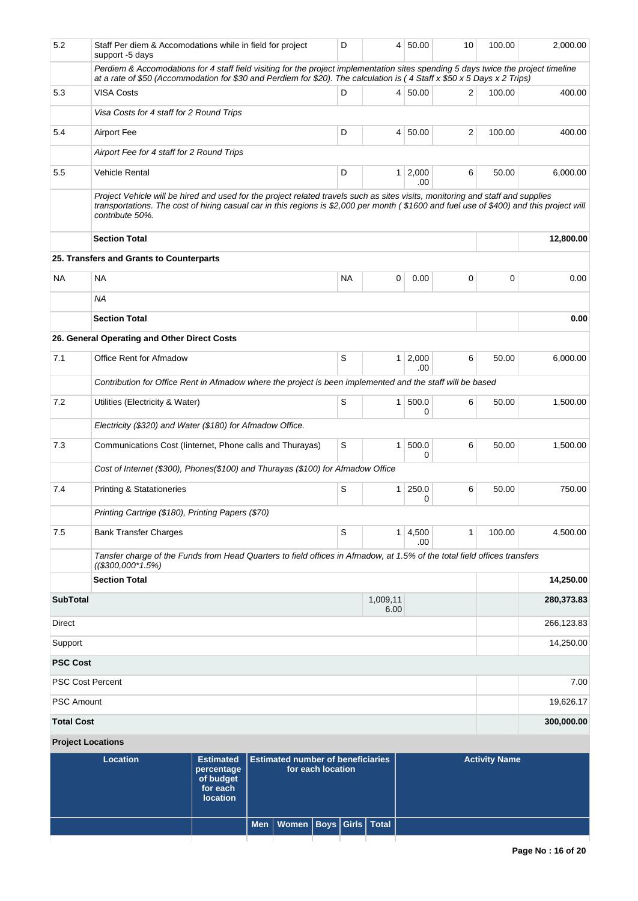| | | | | | | | |
|---|---|---|---|---|---|---|---|
| 5.2 | Staff Per diem & Accomodations while in field for project support -5 days | D | 4 | 50.00 | 10 | 100.00 | 2,000.00 |
| | *Perdiem & Accomodations for 4 staff field visiting for the project implementation sites spending 5 days twice the project timeline at a rate of $50 (Accommodation for $30 and Perdiem for $20). The calculation is ( 4 Staff x $50 x 5 Days x 2 Trips)* | | | | | | |
| 5.3 | VISA Costs | D | 4 | 50.00 | 2 | 100.00 | 400.00 |
| | *Visa Costs for 4 staff for 2 Round Trips* | | | | | | |
| 5.4 | Airport Fee | D | 4 | 50.00 | 2 | 100.00 | 400.00 |
| | *Airport Fee for 4 staff for 2 Round Trips* | | | | | | |
| 5.5 | Vehicle Rental | D | 1 | 2,000.00 | 6 | 50.00 | 6,000.00 |
| | *Project Vehicle will be hired and used for the project related travels such as sites visits, monitoring and staff and supplies transportations. The cost of hiring casual car in this regions is $2,000 per month ( $1600 and fuel use of $400) and this project will contribute 50%.* | | | | | | |
| | **Section Total** | | | | | | **12,800.00** |
| **25. Transfers and Grants to Counterparts** | | | | | | | |
| NA | NA | NA | 0 | 0.00 | 0 | 0 | 0.00 |
| | *NA* | | | | | | |
| | **Section Total** | | | | | | **0.00** |
| **26. General Operating and Other Direct Costs** | | | | | | | |
| 7.1 | Office Rent for Afmadow | S | 1 | 2,000.00 | 6 | 50.00 | 6,000.00 |
| | *Contribution for Office Rent in Afmadow where the project is been implemented and the staff will be based* | | | | | | |
| 7.2 | Utilities (Electricity & Water) | S | 1 | 500.00 | 6 | 50.00 | 1,500.00 |
| | *Electricity ($320) and Water ($180) for Afmadow Office.* | | | | | | |
| 7.3 | Communications Cost (Iinternet, Phone calls and Thurayas) | S | 1 | 500.00 | 6 | 50.00 | 1,500.00 |
| | *Cost of Internet ($300), Phones($100) and Thurayas ($100) for Afmadow Office* | | | | | | |
| 7.4 | Printing & Statationeries | S | 1 | 250.00 | 6 | 50.00 | 750.00 |
| | *Printing Cartrige ($180), Printing Papers ($70)* | | | | | | |
| 7.5 | Bank Transfer Charges | S | 1 | 4,500.00 | 1 | 100.00 | 4,500.00 |
| | *Tansfer charge of the Funds from Head Quarters to field offices in Afmadow, at 1.5% of the total field offices transfers (($300,000*1.5%)* | | | | | | |
| | **Section Total** | | | | | | **14,250.00** |
| **SubTotal** | | | 1,009,116.00 | | | | **280,373.83** |
| Direct | | | | | | | 266,123.83 |
| Support | | | | | | | 14,250.00 |
| **PSC Cost** | | | | | | | |
| PSC Cost Percent | | | | | | | 7.00 |
| PSC Amount | | | | | | | 19,626.17 |
| **Total Cost** | | | | | | | **300,000.00** |

**Project Locations**

| Location | Estimated percentage of budget for each location | Estimated number of beneficiaries for each location | | | | | Activity Name |
|---|---|---|---|---|---|---|---|
| | | Men | Women | Boys | Girls | Total | |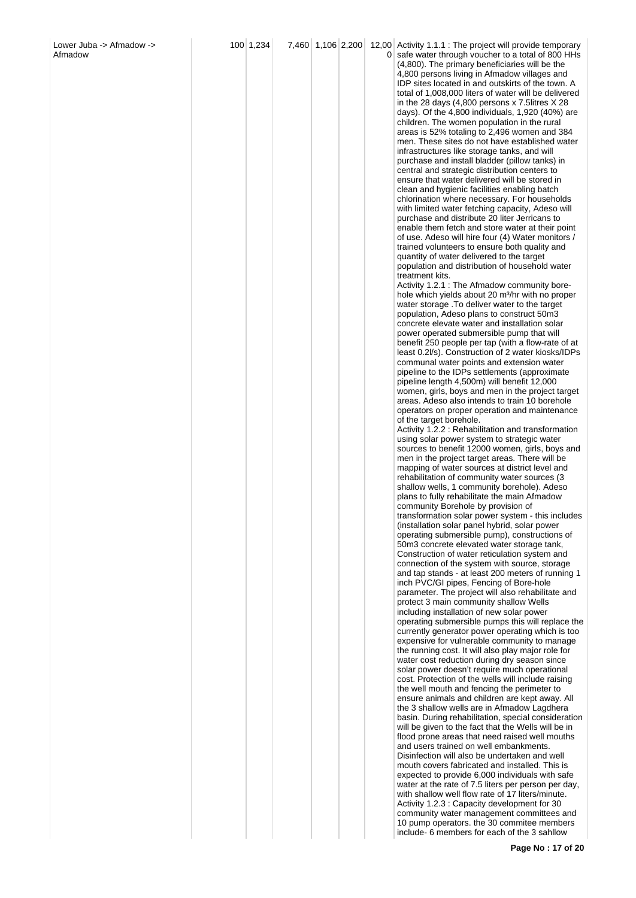| Lower Juba -> Afmadow -> Afmadow | 100 | 1,234 | 7,460 | 1,106 | 2,200 | 12,000 | Activity 1.1.1 : The project will provide temporary safe water through voucher to a total of 800 HHs (4,800). The primary beneficiaries will be the 4,800 persons living in Afmadow villages and IDP sites located in and outskirts of the town. A total of 1,008,000 liters of water will be delivered in the 28 days (4,800 persons x 7.5litres X 28 days). Of the 4,800 individuals, 1,920 (40%) are children. The women population in the rural areas is 52% totaling to 2,496 women and 384 men. These sites do not have established water infrastructures like storage tanks, and will purchase and install bladder (pillow tanks) in central and strategic distribution centers to ensure that water delivered will be stored in clean and hygienic facilities enabling batch chlorination where necessary. For households with limited water fetching capacity, Adeso will purchase and distribute 20 liter Jerricans to enable them fetch and store water at their point of use. Adeso will hire four (4) Water monitors / trained volunteers to ensure both quality and quantity of water delivered to the target population and distribution of household water treatment kits.<br>Activity 1.2.1 : The Afmadow community bore-hole which yields about 20 m³/hr with no proper water storage .To deliver water to the target population, Adeso plans to construct 50m3 concrete elevate water and installation solar power operated submersible pump that will benefit 250 people per tap (with a flow-rate of at least 0.2l/s). Construction of 2 water kiosks/IDPs communal water points and extension water pipeline to the IDPs settlements (approximate pipeline length 4,500m) will benefit 12,000 women, girls, boys and men in the project target areas. Adeso also intends to train 10 borehole operators on proper operation and maintenance of the target borehole.<br>Activity 1.2.2 : Rehabilitation and transformation using solar power system to strategic water sources to benefit 12000 women, girls, boys and men in the project target areas. There will be mapping of water sources at district level and rehabilitation of community water sources (3 shallow wells, 1 community borehole). Adeso plans to fully rehabilitate the main Afmadow community Borehole by provision of transformation solar power system - this includes (installation solar panel hybrid, solar power operating submersible pump), constructions of 50m3 concrete elevated water storage tank, Construction of water reticulation system and connection of the system with source, storage and tap stands - at least 200 meters of running 1 inch PVC/GI pipes, Fencing of Bore-hole parameter. The project will also rehabilitate and protect 3 main community shallow Wells including installation of new solar power operating submersible pumps this will replace the currently generator power operating which is too expensive for vulnerable community to manage the running cost. It will also play major role for water cost reduction during dry season since solar power doesn't require much operational cost. Protection of the wells will include raising the well mouth and fencing the perimeter to ensure animals and children are kept away. All the 3 shallow wells are in Afmadow Lagdhera basin. During rehabilitation, special consideration will be given to the fact that the Wells will be in flood prone areas that need raised well mouths and users trained on well embankments. Disinfection will also be undertaken and well mouth covers fabricated and installed. This is expected to provide 6,000 individuals with safe water at the rate of 7.5 liters per person per day, with shallow well flow rate of 17 liters/minute.<br>Activity 1.2.3 : Capacity development for 30 community water management committees and 10 pump operators. the 30 commitee members include- 6 members for each of the 3 sahllow |
|---|---|---|---|---|---|---|---|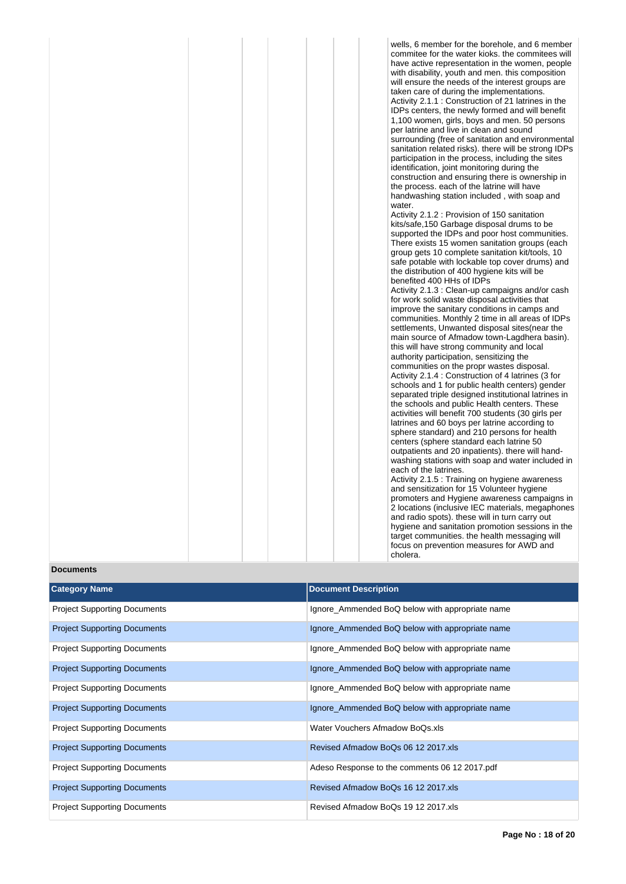| | | | | | | |
|---|---|---|---|---|---|---|
| | | | | | | wells, 6 member for the borehole, and 6 member commitee for the water kioks. the commitees will have active representation in the women, people with disability, youth and men. this composition will ensure the needs of the interest groups are taken care of during the implementations.<br>Activity 2.1.1 : Construction of 21 latrines in the IDPs centers, the newly formed and will benefit 1,100 women, girls, boys and men. 50 persons per latrine and live in clean and sound surrounding (free of sanitation and environmental sanitation related risks). there will be strong IDPs participation in the process, including the sites identification, joint monitoring during the construction and ensuring there is ownership in the process. each of the latrine will have handwashing station included , with soap and water.<br>Activity 2.1.2 : Provision of 150 sanitation kits/safe,150 Garbage disposal drums to be supported the IDPs and poor host communities. There exists 15 women sanitation groups (each group gets 10 complete sanitation kit/tools, 10 safe potable with lockable top cover drums) and the distribution of 400 hygiene kits will be benefited 400 HHs of IDPs<br>Activity 2.1.3 : Clean-up campaigns and/or cash for work solid waste disposal activities that improve the sanitary conditions in camps and communities. Monthly 2 time in all areas of IDPs settlements, Unwanted disposal sites(near the main source of Afmadow town-Lagdhera basin). this will have strong community and local authority participation, sensitizing the communities on the propr wastes disposal.<br>Activity 2.1.4 : Construction of 4 latrines (3 for schools and 1 for public health centers) gender separated triple designed institutional latrines in the schools and public Health centers. These activities will benefit 700 students (30 girls per latrines and 60 boys per latrine according to sphere standard) and 210 persons for health centers (sphere standard each latrine 50 outpatients and 20 inpatients). there will hand-washing stations with soap and water included in each of the latrines.<br>Activity 2.1.5 : Training on hygiene awareness and sensitization for 15 Volunteer hygiene promoters and Hygiene awareness campaigns in 2 locations (inclusive IEC materials, megaphones and radio spots). these will in turn carry out hygiene and sanitation promotion sessions in the target communities. the health messaging will focus on prevention measures for AWD and cholera. |

**Documents**

| Category Name | Document Description |
|---|---|
| Project Supporting Documents | Ignore_Ammended BoQ below with appropriate name |
| Project Supporting Documents | Ignore_Ammended BoQ below with appropriate name |
| Project Supporting Documents | Ignore_Ammended BoQ below with appropriate name |
| Project Supporting Documents | Ignore_Ammended BoQ below with appropriate name |
| Project Supporting Documents | Ignore_Ammended BoQ below with appropriate name |
| Project Supporting Documents | Ignore_Ammended BoQ below with appropriate name |
| Project Supporting Documents | Water Vouchers Afmadow BoQs.xls |
| Project Supporting Documents | Revised Afmadow BoQs 06 12 2017.xls |
| Project Supporting Documents | Adeso Response to the comments 06 12 2017.pdf |
| Project Supporting Documents | Revised Afmadow BoQs 16 12 2017.xls |
| Project Supporting Documents | Revised Afmadow BoQs 19 12 2017.xls |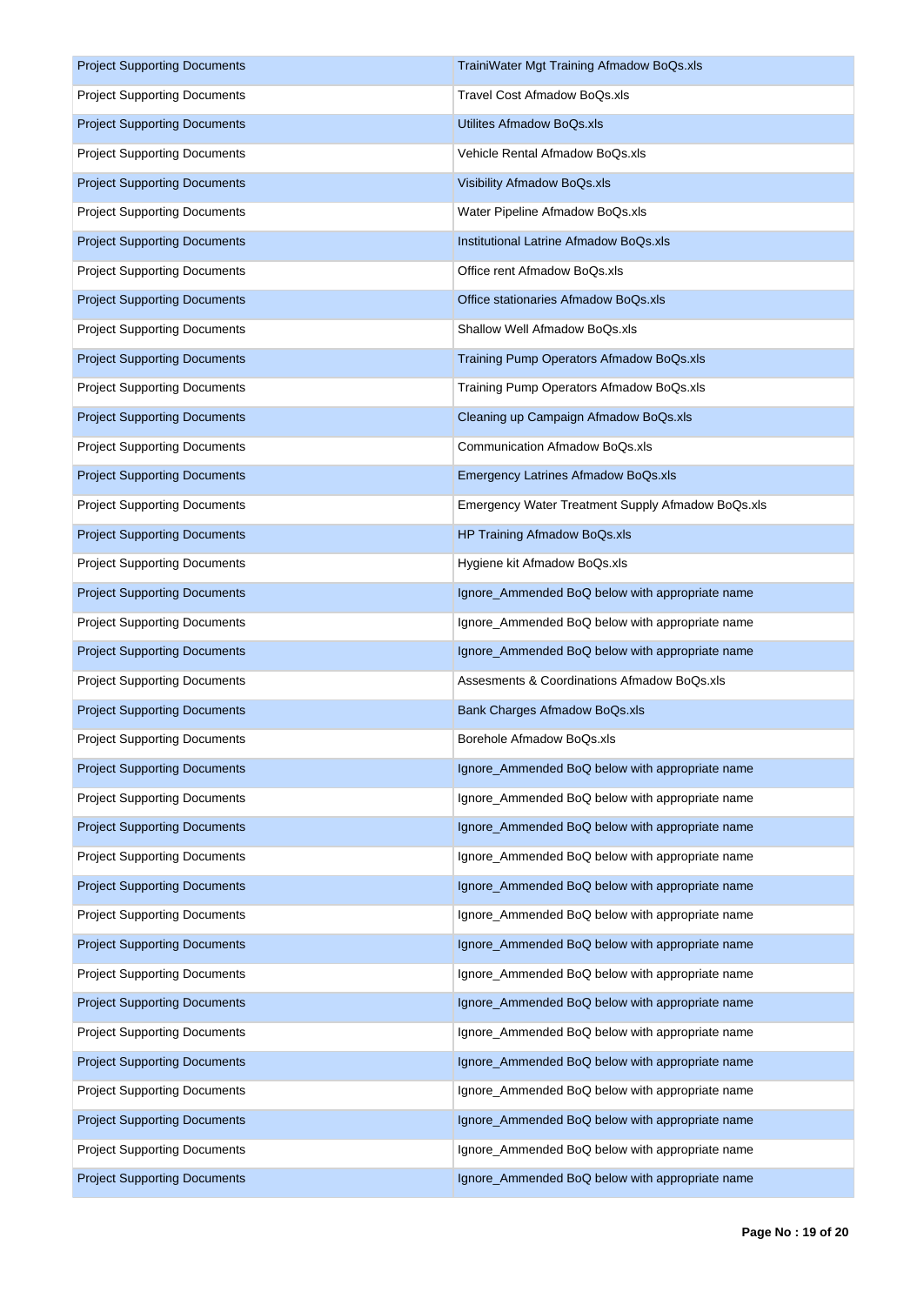| | |
|---|---|
| Project Supporting Documents | TrainiWater Mgt Training Afmadow BoQs.xls |
| Project Supporting Documents | Travel Cost Afmadow BoQs.xls |
| Project Supporting Documents | Utilites Afmadow BoQs.xls |
| Project Supporting Documents | Vehicle Rental Afmadow BoQs.xls |
| Project Supporting Documents | Visibility Afmadow BoQs.xls |
| Project Supporting Documents | Water Pipeline Afmadow BoQs.xls |
| Project Supporting Documents | Institutional Latrine Afmadow BoQs.xls |
| Project Supporting Documents | Office rent Afmadow BoQs.xls |
| Project Supporting Documents | Office stationaries Afmadow BoQs.xls |
| Project Supporting Documents | Shallow Well Afmadow BoQs.xls |
| Project Supporting Documents | Training Pump Operators Afmadow BoQs.xls |
| Project Supporting Documents | Training Pump Operators Afmadow BoQs.xls |
| Project Supporting Documents | Cleaning up Campaign Afmadow BoQs.xls |
| Project Supporting Documents | Communication Afmadow BoQs.xls |
| Project Supporting Documents | Emergency Latrines Afmadow BoQs.xls |
| Project Supporting Documents | Emergency Water Treatment Supply Afmadow BoQs.xls |
| Project Supporting Documents | HP Training Afmadow BoQs.xls |
| Project Supporting Documents | Hygiene kit Afmadow BoQs.xls |
| Project Supporting Documents | Ignore_Ammended BoQ below with appropriate name |
| Project Supporting Documents | Ignore_Ammended BoQ below with appropriate name |
| Project Supporting Documents | Ignore_Ammended BoQ below with appropriate name |
| Project Supporting Documents | Assesments & Coordinations Afmadow BoQs.xls |
| Project Supporting Documents | Bank Charges Afmadow BoQs.xls |
| Project Supporting Documents | Borehole Afmadow BoQs.xls |
| Project Supporting Documents | Ignore_Ammended BoQ below with appropriate name |
| Project Supporting Documents | Ignore_Ammended BoQ below with appropriate name |
| Project Supporting Documents | Ignore_Ammended BoQ below with appropriate name |
| Project Supporting Documents | Ignore_Ammended BoQ below with appropriate name |
| Project Supporting Documents | Ignore_Ammended BoQ below with appropriate name |
| Project Supporting Documents | Ignore_Ammended BoQ below with appropriate name |
| Project Supporting Documents | Ignore_Ammended BoQ below with appropriate name |
| Project Supporting Documents | Ignore_Ammended BoQ below with appropriate name |
| Project Supporting Documents | Ignore_Ammended BoQ below with appropriate name |
| Project Supporting Documents | Ignore_Ammended BoQ below with appropriate name |
| Project Supporting Documents | Ignore_Ammended BoQ below with appropriate name |
| Project Supporting Documents | Ignore_Ammended BoQ below with appropriate name |
| Project Supporting Documents | Ignore_Ammended BoQ below with appropriate name |
| Project Supporting Documents | Ignore_Ammended BoQ below with appropriate name |
| Project Supporting Documents | Ignore_Ammended BoQ below with appropriate name |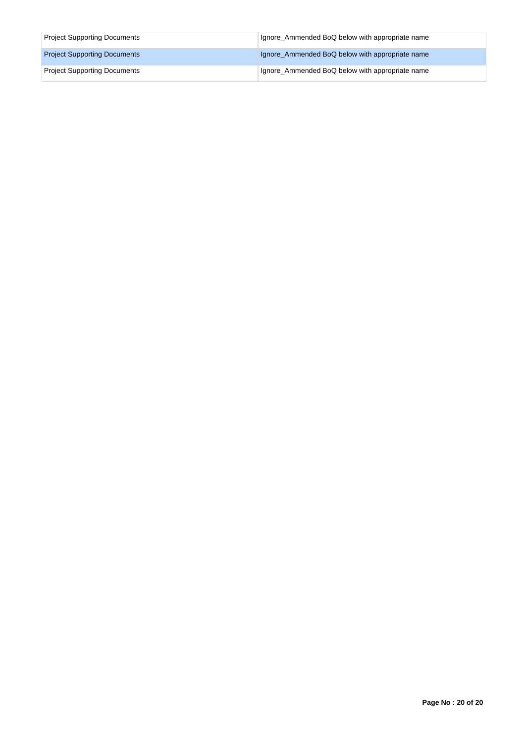| | |
|---|---|
| Project Supporting Documents | Ignore_Ammended BoQ below with appropriate name |
| Project Supporting Documents | Ignore_Ammended BoQ below with appropriate name |
| Project Supporting Documents | Ignore_Ammended BoQ below with appropriate name |